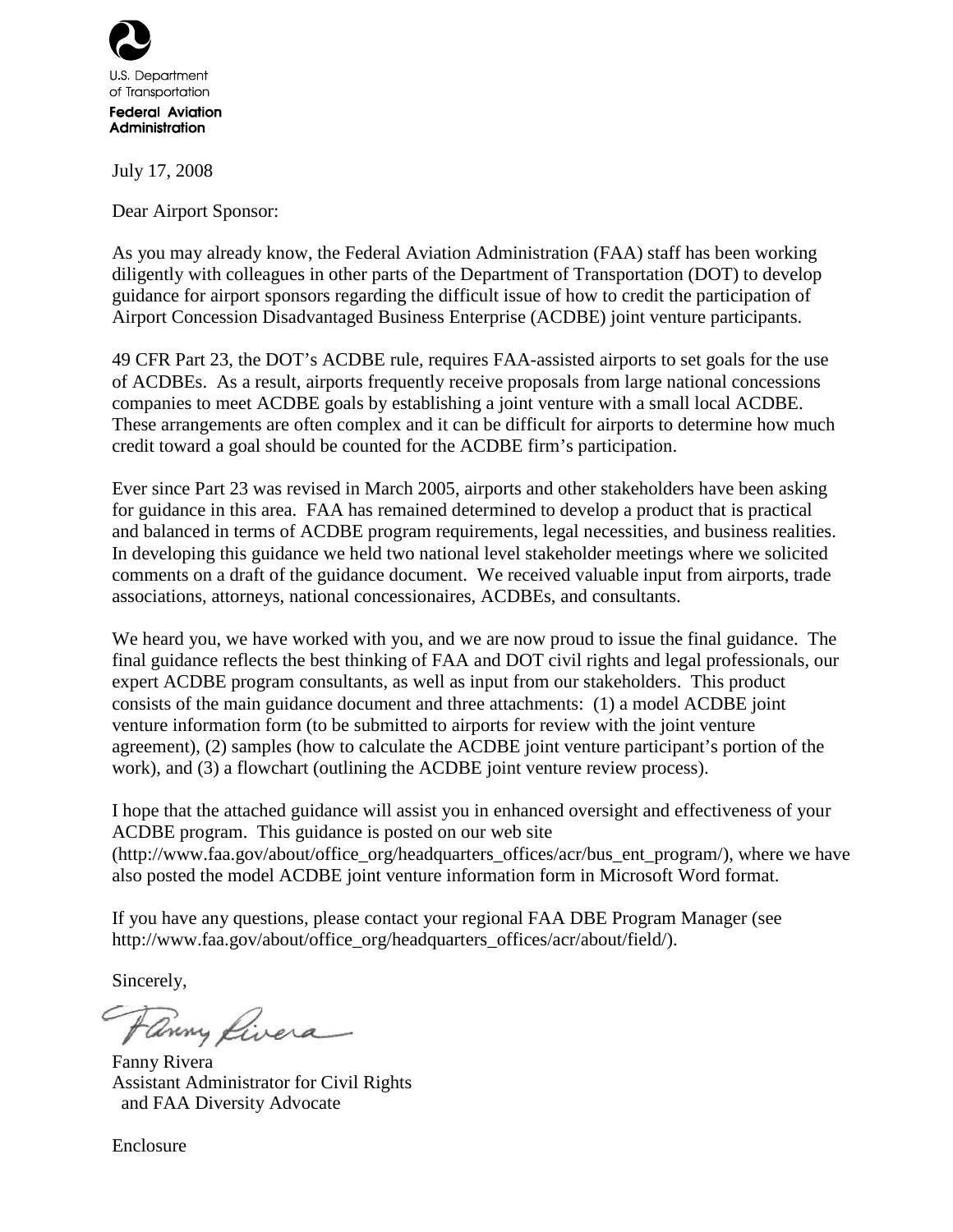U.S. Department of Transportation
**Federal Aviation Administration**

July 17, 2008

Dear Airport Sponsor:

As you may already know, the Federal Aviation Administration (FAA) staff has been working diligently with colleagues in other parts of the Department of Transportation (DOT) to develop guidance for airport sponsors regarding the difficult issue of how to credit the participation of Airport Concession Disadvantaged Business Enterprise (ACDBE) joint venture participants.

49 CFR Part 23, the DOT's ACDBE rule, requires FAA-assisted airports to set goals for the use of ACDBEs. As a result, airports frequently receive proposals from large national concessions companies to meet ACDBE goals by establishing a joint venture with a small local ACDBE. These arrangements are often complex and it can be difficult for airports to determine how much credit toward a goal should be counted for the ACDBE firm's participation.

Ever since Part 23 was revised in March 2005, airports and other stakeholders have been asking for guidance in this area. FAA has remained determined to develop a product that is practical and balanced in terms of ACDBE program requirements, legal necessities, and business realities. In developing this guidance we held two national level stakeholder meetings where we solicited comments on a draft of the guidance document. We received valuable input from airports, trade associations, attorneys, national concessionaires, ACDBEs, and consultants.

We heard you, we have worked with you, and we are now proud to issue the final guidance. The final guidance reflects the best thinking of FAA and DOT civil rights and legal professionals, our expert ACDBE program consultants, as well as input from our stakeholders. This product consists of the main guidance document and three attachments: (1) a model ACDBE joint venture information form (to be submitted to airports for review with the joint venture agreement), (2) samples (how to calculate the ACDBE joint venture participant's portion of the work), and (3) a flowchart (outlining the ACDBE joint venture review process).

I hope that the attached guidance will assist you in enhanced oversight and effectiveness of your ACDBE program. This guidance is posted on our web site (http://www.faa.gov/about/office_org/headquarters_offices/acr/bus_ent_program/), where we have also posted the model ACDBE joint venture information form in Microsoft Word format.

If you have any questions, please contact your regional FAA DBE Program Manager (see http://www.faa.gov/about/office_org/headquarters_offices/acr/about/field/).

Sincerely,

Fanny Rivera
Assistant Administrator for Civil Rights
and FAA Diversity Advocate

Enclosure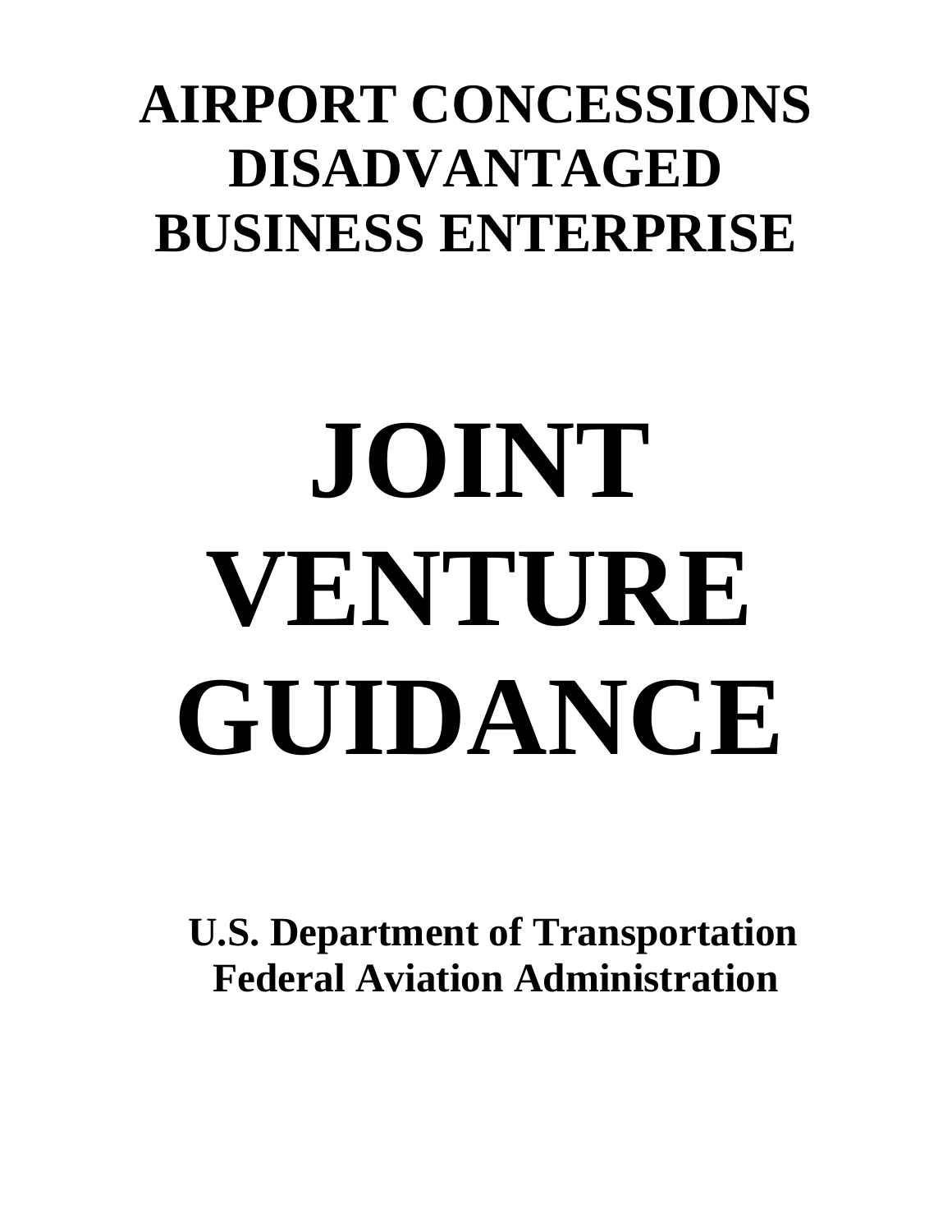# AIRPORT CONCESSIONS DISADVANTAGED BUSINESS ENTERPRISE

# JOINT VENTURE GUIDANCE

**U.S. Department of Transportation**
**Federal Aviation Administration**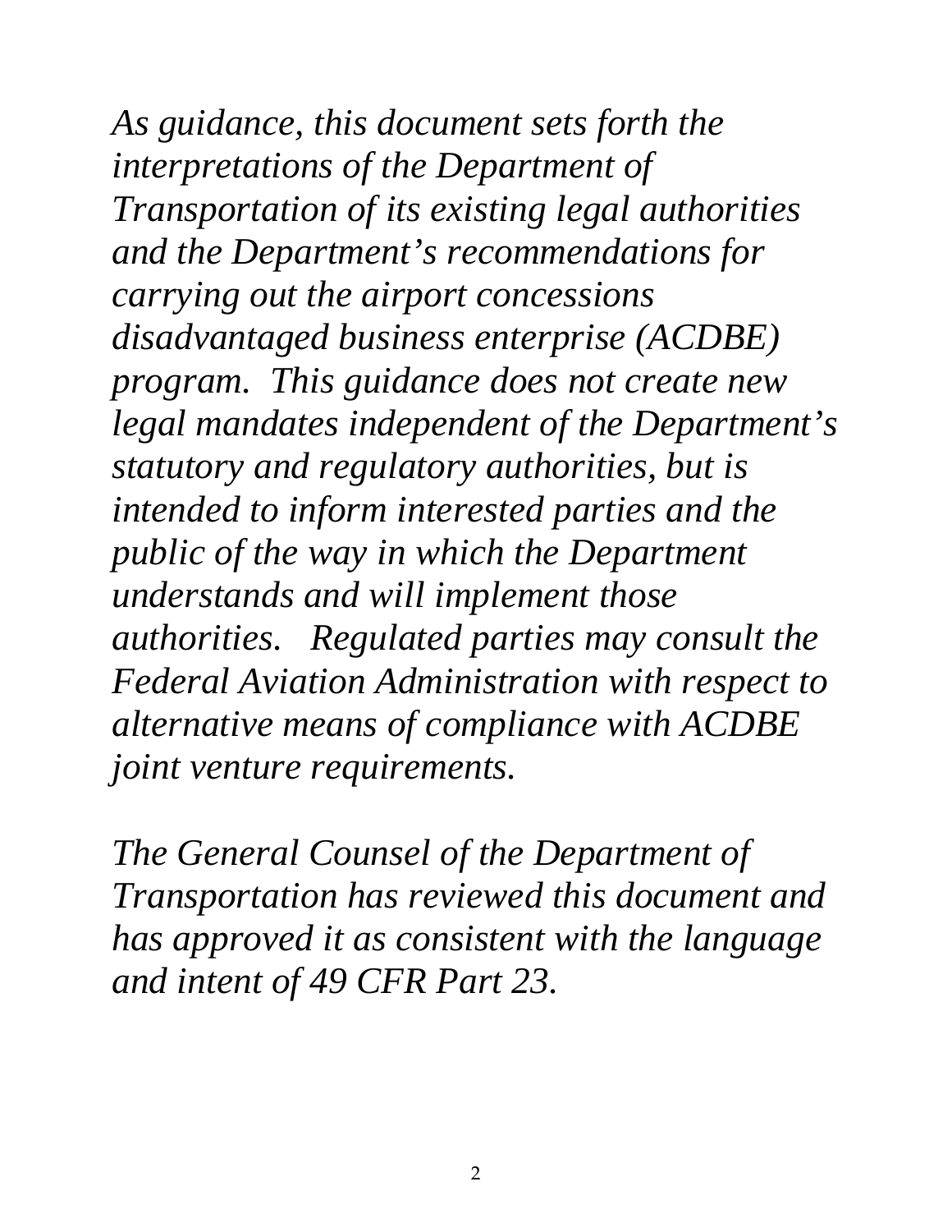*As guidance, this document sets forth the interpretations of the Department of Transportation of its existing legal authorities and the Department's recommendations for carrying out the airport concessions disadvantaged business enterprise (ACDBE) program. This guidance does not create new legal mandates independent of the Department's statutory and regulatory authorities, but is intended to inform interested parties and the public of the way in which the Department understands and will implement those authorities. Regulated parties may consult the Federal Aviation Administration with respect to alternative means of compliance with ACDBE joint venture requirements.*

*The General Counsel of the Department of Transportation has reviewed this document and has approved it as consistent with the language and intent of 49 CFR Part 23.*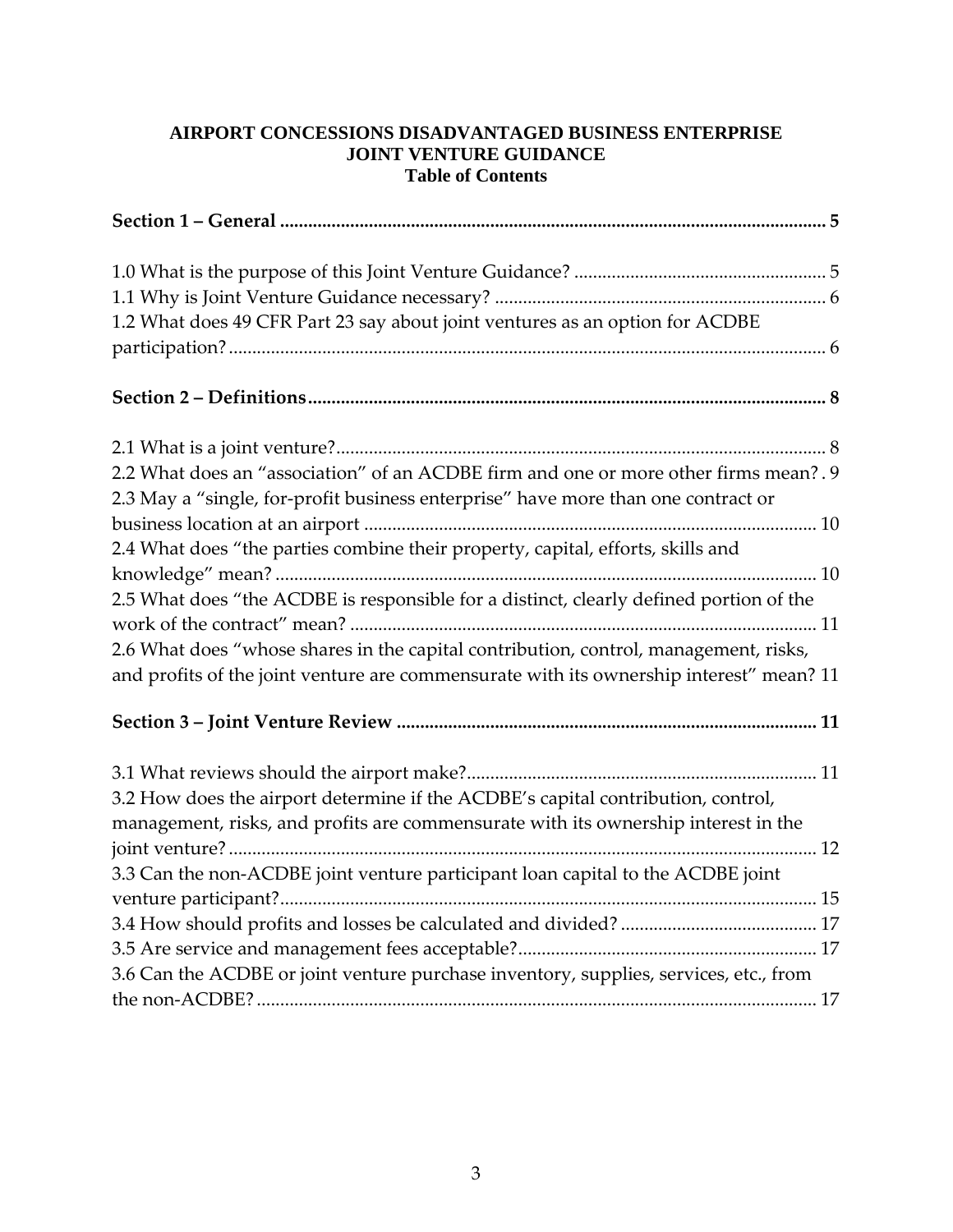**AIRPORT CONCESSIONS DISADVANTAGED BUSINESS ENTERPRISE**
**JOINT VENTURE GUIDANCE**
**Table of Contents**

**Section 1 – General .................................................................................................................. 5**

1.0 What is the purpose of this Joint Venture Guidance? ..................................................... 5
1.1 Why is Joint Venture Guidance necessary? ...................................................................... 6
1.2 What does 49 CFR Part 23 say about joint ventures as an option for ACDBE participation? ............................................................................................................................. 6

**Section 2 – Definitions ............................................................................................................ 8**

2.1 What is a joint venture? ...................................................................................................... 8
2.2 What does an "association" of an ACDBE firm and one or more other firms mean? . 9
2.3 May a "single, for-profit business enterprise" have more than one contract or business location at an airport ................................................................................................ 10
2.4 What does "the parties combine their property, capital, efforts, skills and knowledge" mean? .................................................................................................................. 10
2.5 What does "the ACDBE is responsible for a distinct, clearly defined portion of the work of the contract" mean? .................................................................................................. 11
2.6 What does "whose shares in the capital contribution, control, management, risks, and profits of the joint venture are commensurate with its ownership interest" mean? 11

**Section 3 – Joint Venture Review ........................................................................................ 11**

3.1 What reviews should the airport make? ......................................................................... 11
3.2 How does the airport determine if the ACDBE's capital contribution, control, management, risks, and profits are commensurate with its ownership interest in the joint venture? ........................................................................................................................... 12
3.3 Can the non-ACDBE joint venture participant loan capital to the ACDBE joint venture participant? ................................................................................................................ 15
3.4 How should profits and losses be calculated and divided? .......................................... 17
3.5 Are service and management fees acceptable? ............................................................... 17
3.6 Can the ACDBE or joint venture purchase inventory, supplies, services, etc., from the non-ACDBE? ...................................................................................................................... 17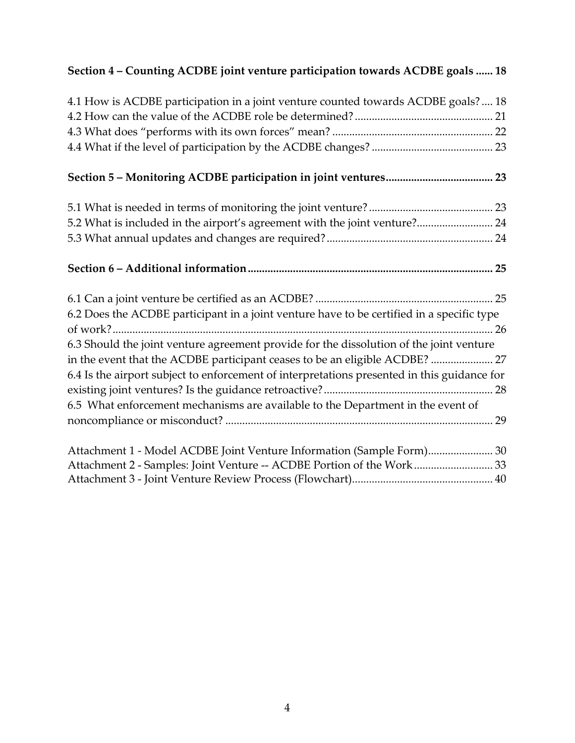**Section 4 – Counting ACDBE joint venture participation towards ACDBE goals ...... 18**

4.1 How is ACDBE participation in a joint venture counted towards ACDBE goals? .... 18
4.2 How can the value of the ACDBE role be determined? ................................................ 21
4.3 What does "performs with its own forces" mean? ........................................................ 22
4.4 What if the level of participation by the ACDBE changes? ........................................... 23

**Section 5 – Monitoring ACDBE participation in joint ventures...................................... 23**

5.1 What is needed in terms of monitoring the joint venture? ............................................ 23
5.2 What is included in the airport's agreement with the joint venture?........................... 24
5.3 What annual updates and changes are required? ........................................................... 24

**Section 6 – Additional information ....................................................................................... 25**

6.1 Can a joint venture be certified as an ACDBE? .............................................................. 25
6.2 Does the ACDBE participant in a joint venture have to be certified in a specific type of work? ....................................................................................................................... 26
6.3 Should the joint venture agreement provide for the dissolution of the joint venture in the event that the ACDBE participant ceases to be an eligible ACDBE? ...................... 27
6.4 Is the airport subject to enforcement of interpretations presented in this guidance for existing joint ventures? Is the guidance retroactive? ............................................................ 28
6.5 What enforcement mechanisms are available to the Department in the event of noncompliance or misconduct? .............................................................................................. 29

Attachment 1 - Model ACDBE Joint Venture Information (Sample Form)....................... 30
Attachment 2 - Samples: Joint Venture -- ACDBE Portion of the Work ............................ 33
Attachment 3 - Joint Venture Review Process (Flowchart)................................................. 40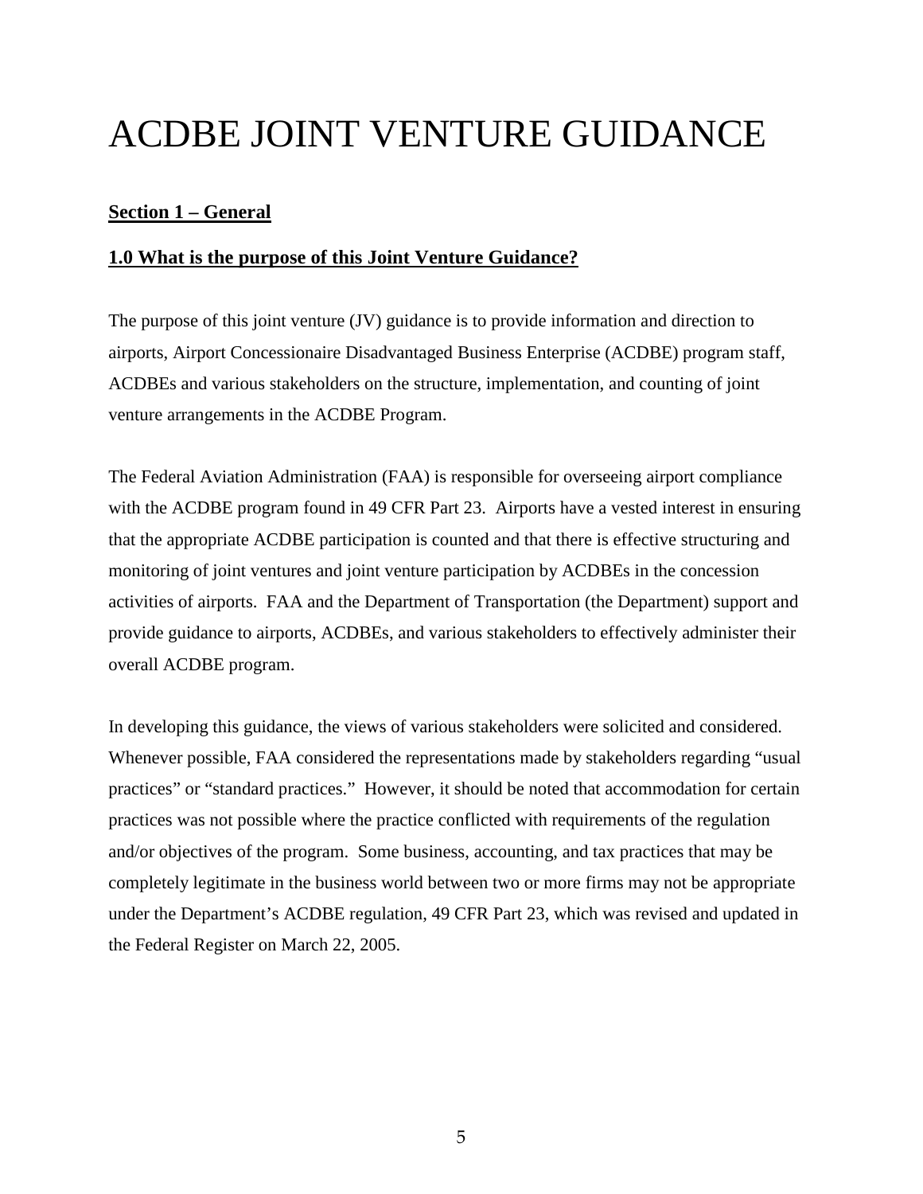# ACDBE JOINT VENTURE GUIDANCE

## Section 1 – General

### 1.0 What is the purpose of this Joint Venture Guidance?

The purpose of this joint venture (JV) guidance is to provide information and direction to airports, Airport Concessionaire Disadvantaged Business Enterprise (ACDBE) program staff, ACDBEs and various stakeholders on the structure, implementation, and counting of joint venture arrangements in the ACDBE Program.

The Federal Aviation Administration (FAA) is responsible for overseeing airport compliance with the ACDBE program found in 49 CFR Part 23. Airports have a vested interest in ensuring that the appropriate ACDBE participation is counted and that there is effective structuring and monitoring of joint ventures and joint venture participation by ACDBEs in the concession activities of airports. FAA and the Department of Transportation (the Department) support and provide guidance to airports, ACDBEs, and various stakeholders to effectively administer their overall ACDBE program.

In developing this guidance, the views of various stakeholders were solicited and considered. Whenever possible, FAA considered the representations made by stakeholders regarding "usual practices" or "standard practices." However, it should be noted that accommodation for certain practices was not possible where the practice conflicted with requirements of the regulation and/or objectives of the program. Some business, accounting, and tax practices that may be completely legitimate in the business world between two or more firms may not be appropriate under the Department's ACDBE regulation, 49 CFR Part 23, which was revised and updated in the Federal Register on March 22, 2005.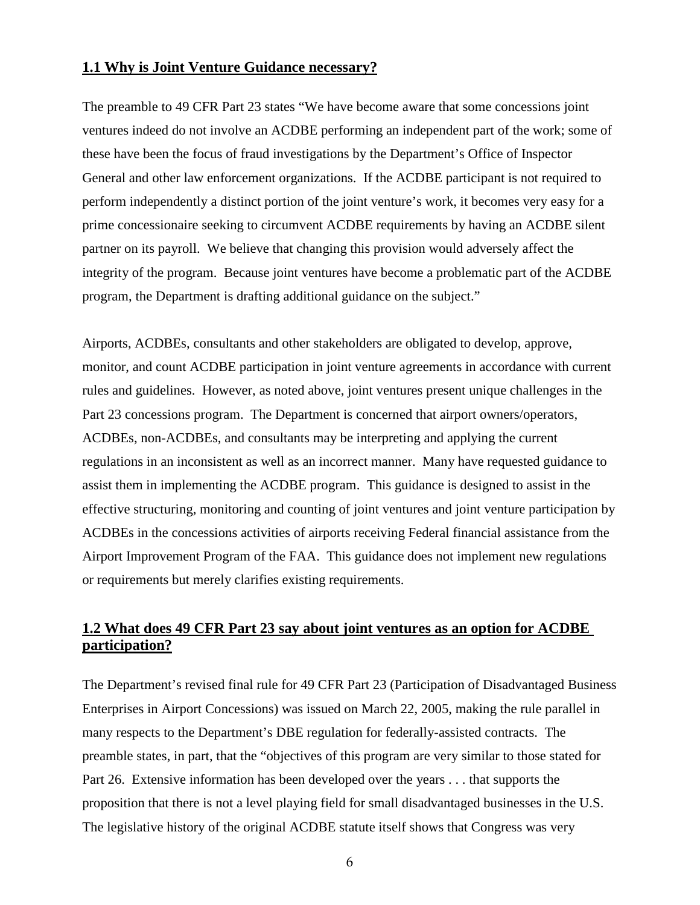## 1.1 Why is Joint Venture Guidance necessary?

The preamble to 49 CFR Part 23 states "We have become aware that some concessions joint ventures indeed do not involve an ACDBE performing an independent part of the work; some of these have been the focus of fraud investigations by the Department's Office of Inspector General and other law enforcement organizations. If the ACDBE participant is not required to perform independently a distinct portion of the joint venture's work, it becomes very easy for a prime concessionaire seeking to circumvent ACDBE requirements by having an ACDBE silent partner on its payroll. We believe that changing this provision would adversely affect the integrity of the program. Because joint ventures have become a problematic part of the ACDBE program, the Department is drafting additional guidance on the subject."

Airports, ACDBEs, consultants and other stakeholders are obligated to develop, approve, monitor, and count ACDBE participation in joint venture agreements in accordance with current rules and guidelines. However, as noted above, joint ventures present unique challenges in the Part 23 concessions program. The Department is concerned that airport owners/operators, ACDBEs, non-ACDBEs, and consultants may be interpreting and applying the current regulations in an inconsistent as well as an incorrect manner. Many have requested guidance to assist them in implementing the ACDBE program. This guidance is designed to assist in the effective structuring, monitoring and counting of joint ventures and joint venture participation by ACDBEs in the concessions activities of airports receiving Federal financial assistance from the Airport Improvement Program of the FAA. This guidance does not implement new regulations or requirements but merely clarifies existing requirements.

## 1.2 What does 49 CFR Part 23 say about joint ventures as an option for ACDBE participation?

The Department's revised final rule for 49 CFR Part 23 (Participation of Disadvantaged Business Enterprises in Airport Concessions) was issued on March 22, 2005, making the rule parallel in many respects to the Department's DBE regulation for federally-assisted contracts. The preamble states, in part, that the "objectives of this program are very similar to those stated for Part 26. Extensive information has been developed over the years . . . that supports the proposition that there is not a level playing field for small disadvantaged businesses in the U.S. The legislative history of the original ACDBE statute itself shows that Congress was very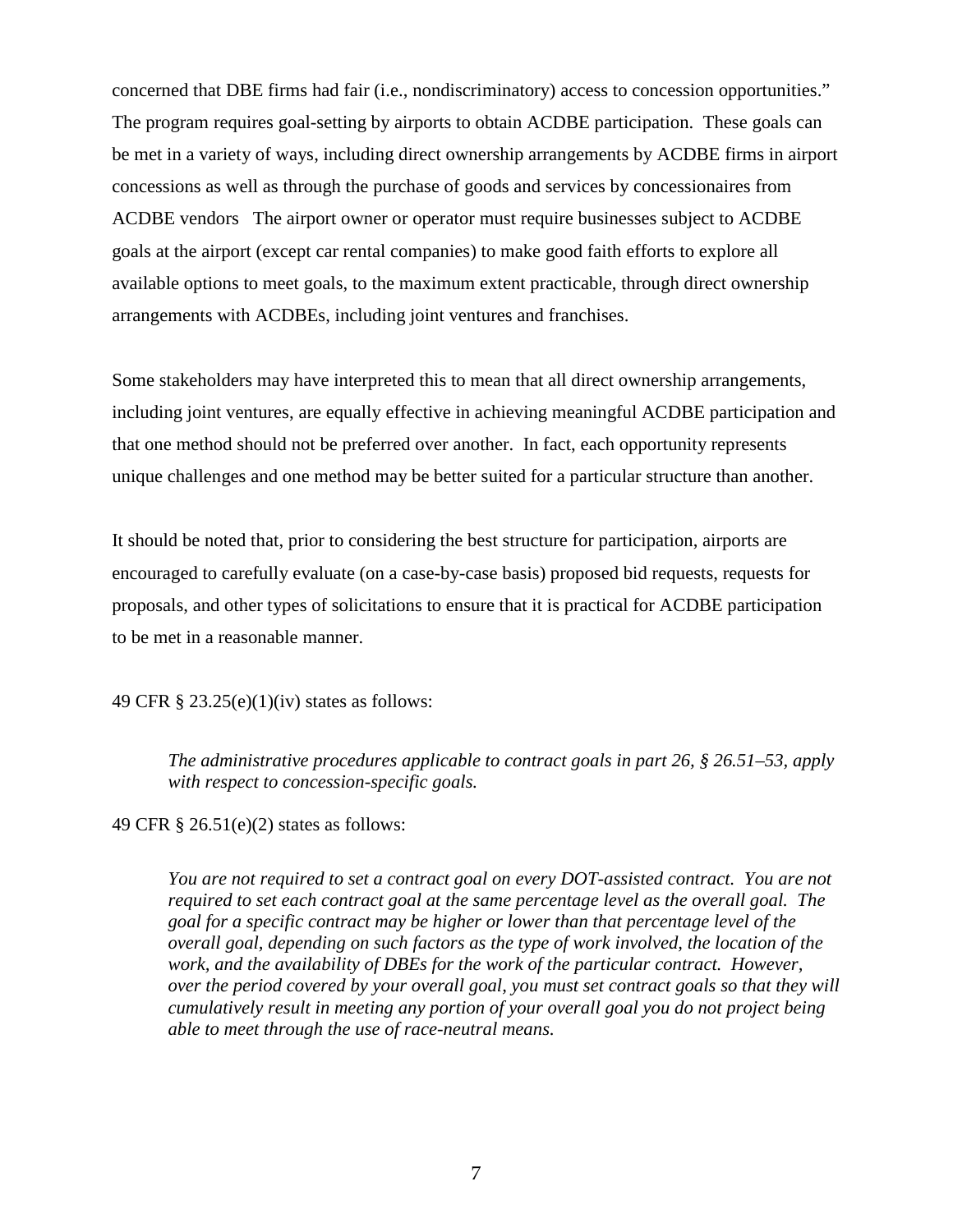concerned that DBE firms had fair (i.e., nondiscriminatory) access to concession opportunities." The program requires goal-setting by airports to obtain ACDBE participation. These goals can be met in a variety of ways, including direct ownership arrangements by ACDBE firms in airport concessions as well as through the purchase of goods and services by concessionaires from ACDBE vendors The airport owner or operator must require businesses subject to ACDBE goals at the airport (except car rental companies) to make good faith efforts to explore all available options to meet goals, to the maximum extent practicable, through direct ownership arrangements with ACDBEs, including joint ventures and franchises.

Some stakeholders may have interpreted this to mean that all direct ownership arrangements, including joint ventures, are equally effective in achieving meaningful ACDBE participation and that one method should not be preferred over another. In fact, each opportunity represents unique challenges and one method may be better suited for a particular structure than another.

It should be noted that, prior to considering the best structure for participation, airports are encouraged to carefully evaluate (on a case-by-case basis) proposed bid requests, requests for proposals, and other types of solicitations to ensure that it is practical for ACDBE participation to be met in a reasonable manner.

49 CFR § 23.25(e)(1)(iv) states as follows:

> *The administrative procedures applicable to contract goals in part 26, § 26.51–53, apply with respect to concession-specific goals.*

49 CFR § 26.51(e)(2) states as follows:

> *You are not required to set a contract goal on every DOT-assisted contract. You are not required to set each contract goal at the same percentage level as the overall goal. The goal for a specific contract may be higher or lower than that percentage level of the overall goal, depending on such factors as the type of work involved, the location of the work, and the availability of DBEs for the work of the particular contract. However, over the period covered by your overall goal, you must set contract goals so that they will cumulatively result in meeting any portion of your overall goal you do not project being able to meet through the use of race-neutral means.*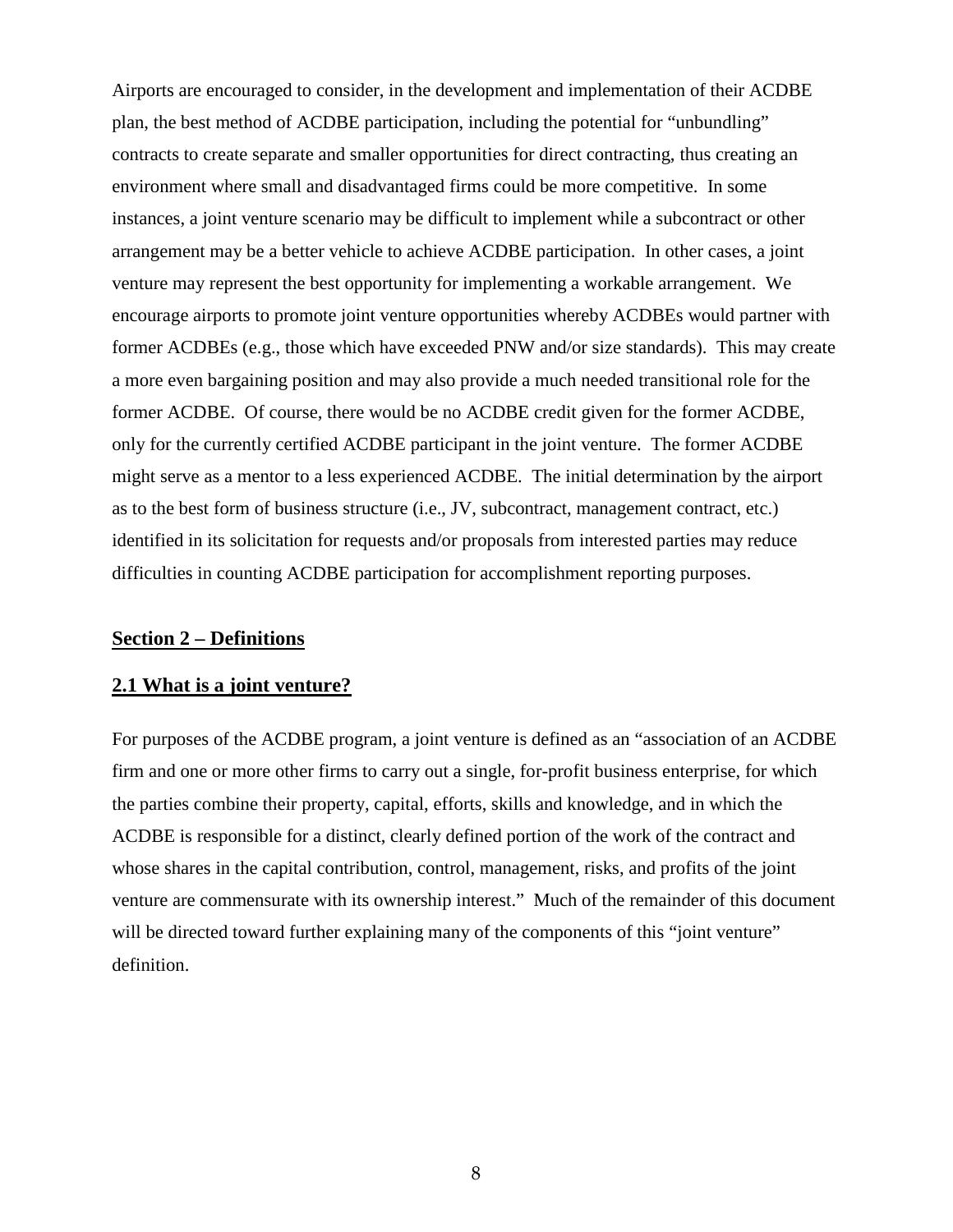Airports are encouraged to consider, in the development and implementation of their ACDBE plan, the best method of ACDBE participation, including the potential for "unbundling" contracts to create separate and smaller opportunities for direct contracting, thus creating an environment where small and disadvantaged firms could be more competitive. In some instances, a joint venture scenario may be difficult to implement while a subcontract or other arrangement may be a better vehicle to achieve ACDBE participation. In other cases, a joint venture may represent the best opportunity for implementing a workable arrangement. We encourage airports to promote joint venture opportunities whereby ACDBEs would partner with former ACDBEs (e.g., those which have exceeded PNW and/or size standards). This may create a more even bargaining position and may also provide a much needed transitional role for the former ACDBE. Of course, there would be no ACDBE credit given for the former ACDBE, only for the currently certified ACDBE participant in the joint venture. The former ACDBE might serve as a mentor to a less experienced ACDBE. The initial determination by the airport as to the best form of business structure (i.e., JV, subcontract, management contract, etc.) identified in its solicitation for requests and/or proposals from interested parties may reduce difficulties in counting ACDBE participation for accomplishment reporting purposes.

## Section 2 – Definitions

### 2.1 What is a joint venture?

For purposes of the ACDBE program, a joint venture is defined as an "association of an ACDBE firm and one or more other firms to carry out a single, for-profit business enterprise, for which the parties combine their property, capital, efforts, skills and knowledge, and in which the ACDBE is responsible for a distinct, clearly defined portion of the work of the contract and whose shares in the capital contribution, control, management, risks, and profits of the joint venture are commensurate with its ownership interest." Much of the remainder of this document will be directed toward further explaining many of the components of this "joint venture" definition.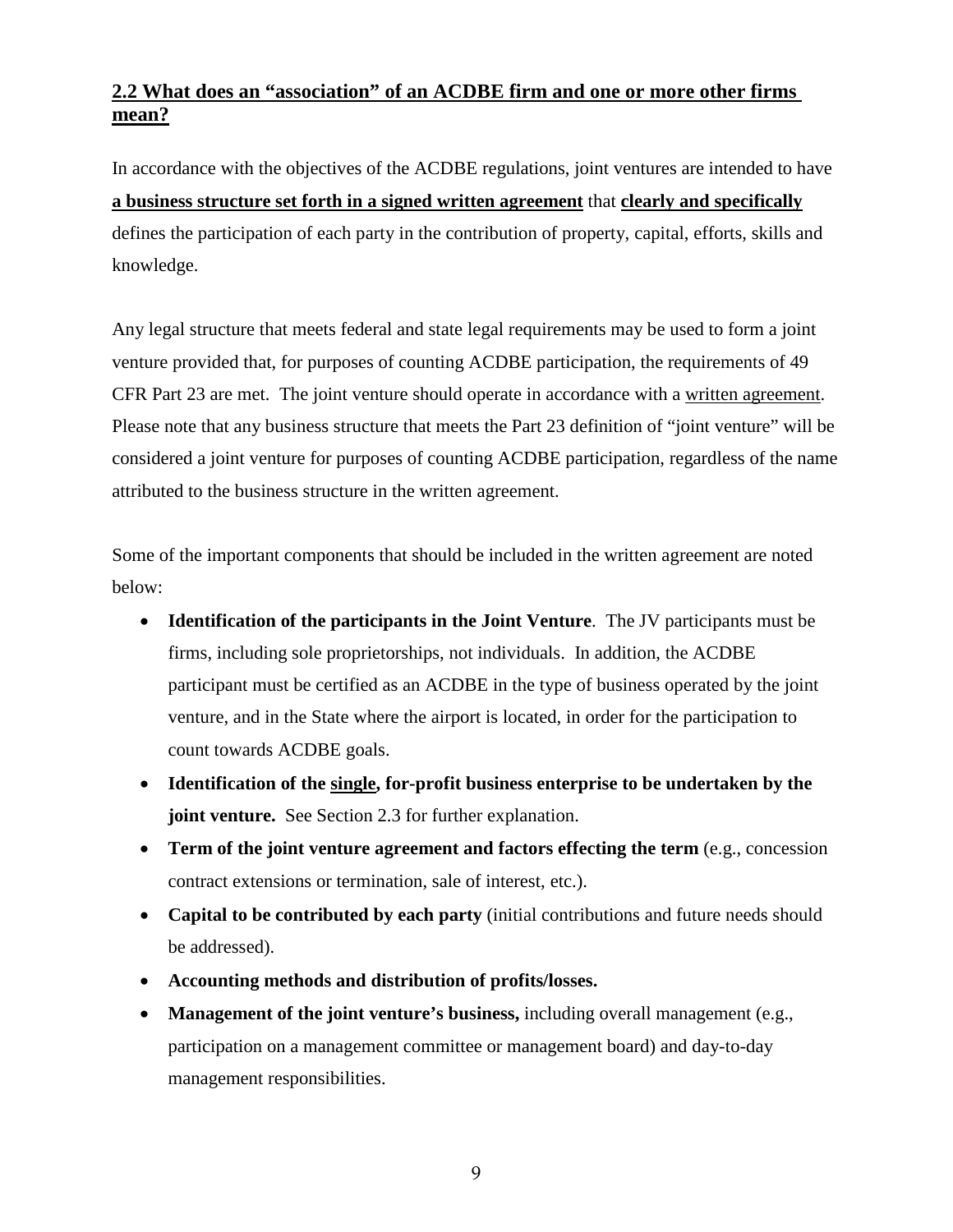## 2.2 What does an "association" of an ACDBE firm and one or more other firms mean?

In accordance with the objectives of the ACDBE regulations, joint ventures are intended to have **a business structure set forth in a signed written agreement** that **clearly and specifically** defines the participation of each party in the contribution of property, capital, efforts, skills and knowledge.

Any legal structure that meets federal and state legal requirements may be used to form a joint venture provided that, for purposes of counting ACDBE participation, the requirements of 49 CFR Part 23 are met. The joint venture should operate in accordance with a written agreement. Please note that any business structure that meets the Part 23 definition of "joint venture" will be considered a joint venture for purposes of counting ACDBE participation, regardless of the name attributed to the business structure in the written agreement.

Some of the important components that should be included in the written agreement are noted below:

- **Identification of the participants in the Joint Venture**. The JV participants must be firms, including sole proprietorships, not individuals. In addition, the ACDBE participant must be certified as an ACDBE in the type of business operated by the joint venture, and in the State where the airport is located, in order for the participation to count towards ACDBE goals.
- **Identification of the single, for-profit business enterprise to be undertaken by the joint venture.** See Section 2.3 for further explanation.
- **Term of the joint venture agreement and factors effecting the term** (e.g., concession contract extensions or termination, sale of interest, etc.).
- **Capital to be contributed by each party** (initial contributions and future needs should be addressed).
- **Accounting methods and distribution of profits/losses.**
- **Management of the joint venture's business,** including overall management (e.g., participation on a management committee or management board) and day-to-day management responsibilities.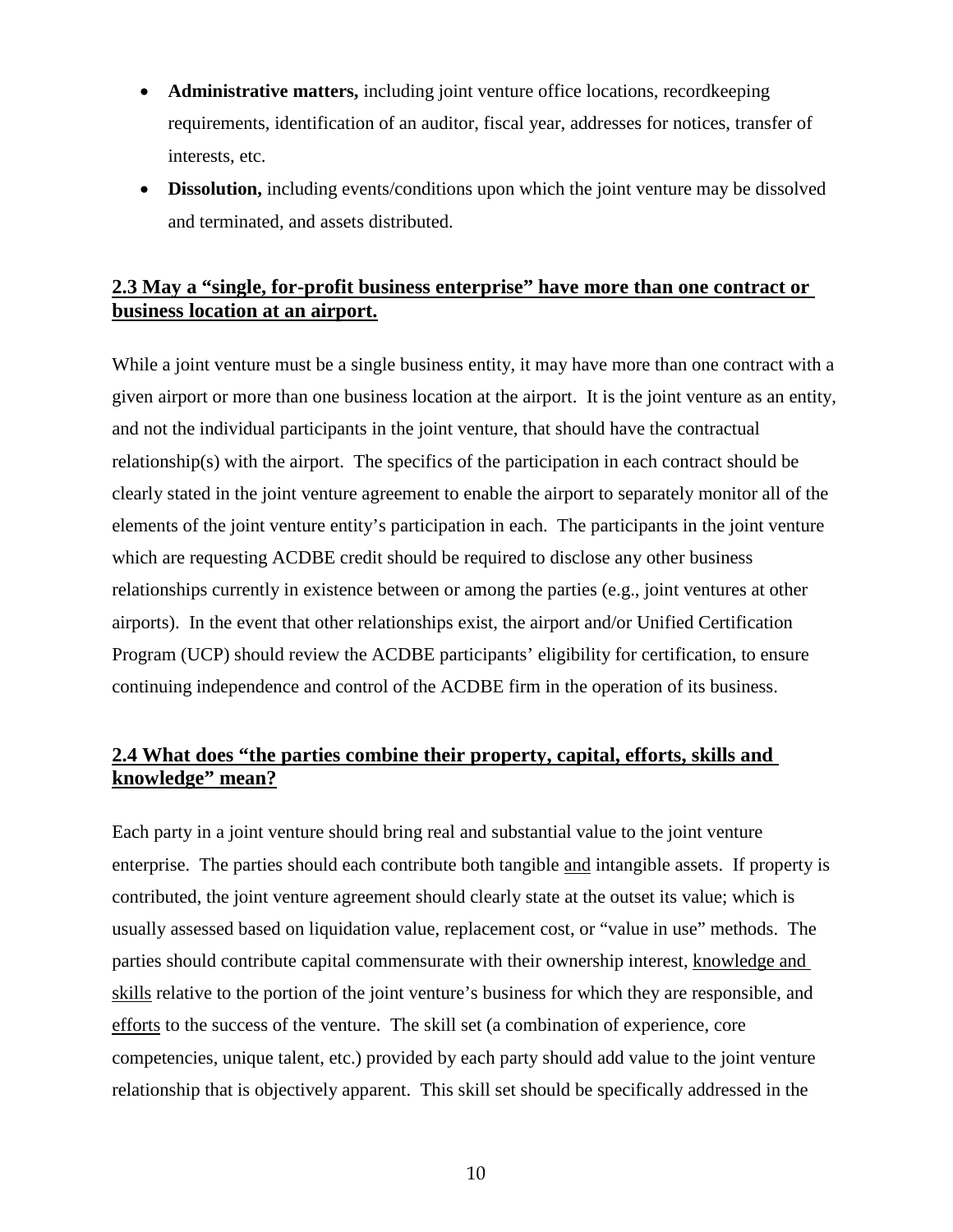- **Administrative matters,** including joint venture office locations, recordkeeping requirements, identification of an auditor, fiscal year, addresses for notices, transfer of interests, etc.
- **Dissolution,** including events/conditions upon which the joint venture may be dissolved and terminated, and assets distributed.

## 2.3 May a "single, for-profit business enterprise" have more than one contract or business location at an airport.

While a joint venture must be a single business entity, it may have more than one contract with a given airport or more than one business location at the airport. It is the joint venture as an entity, and not the individual participants in the joint venture, that should have the contractual relationship(s) with the airport. The specifics of the participation in each contract should be clearly stated in the joint venture agreement to enable the airport to separately monitor all of the elements of the joint venture entity's participation in each. The participants in the joint venture which are requesting ACDBE credit should be required to disclose any other business relationships currently in existence between or among the parties (e.g., joint ventures at other airports). In the event that other relationships exist, the airport and/or Unified Certification Program (UCP) should review the ACDBE participants' eligibility for certification, to ensure continuing independence and control of the ACDBE firm in the operation of its business.

## 2.4 What does "the parties combine their property, capital, efforts, skills and knowledge" mean?

Each party in a joint venture should bring real and substantial value to the joint venture enterprise. The parties should each contribute both tangible and intangible assets. If property is contributed, the joint venture agreement should clearly state at the outset its value; which is usually assessed based on liquidation value, replacement cost, or "value in use" methods. The parties should contribute capital commensurate with their ownership interest, knowledge and skills relative to the portion of the joint venture's business for which they are responsible, and efforts to the success of the venture. The skill set (a combination of experience, core competencies, unique talent, etc.) provided by each party should add value to the joint venture relationship that is objectively apparent. This skill set should be specifically addressed in the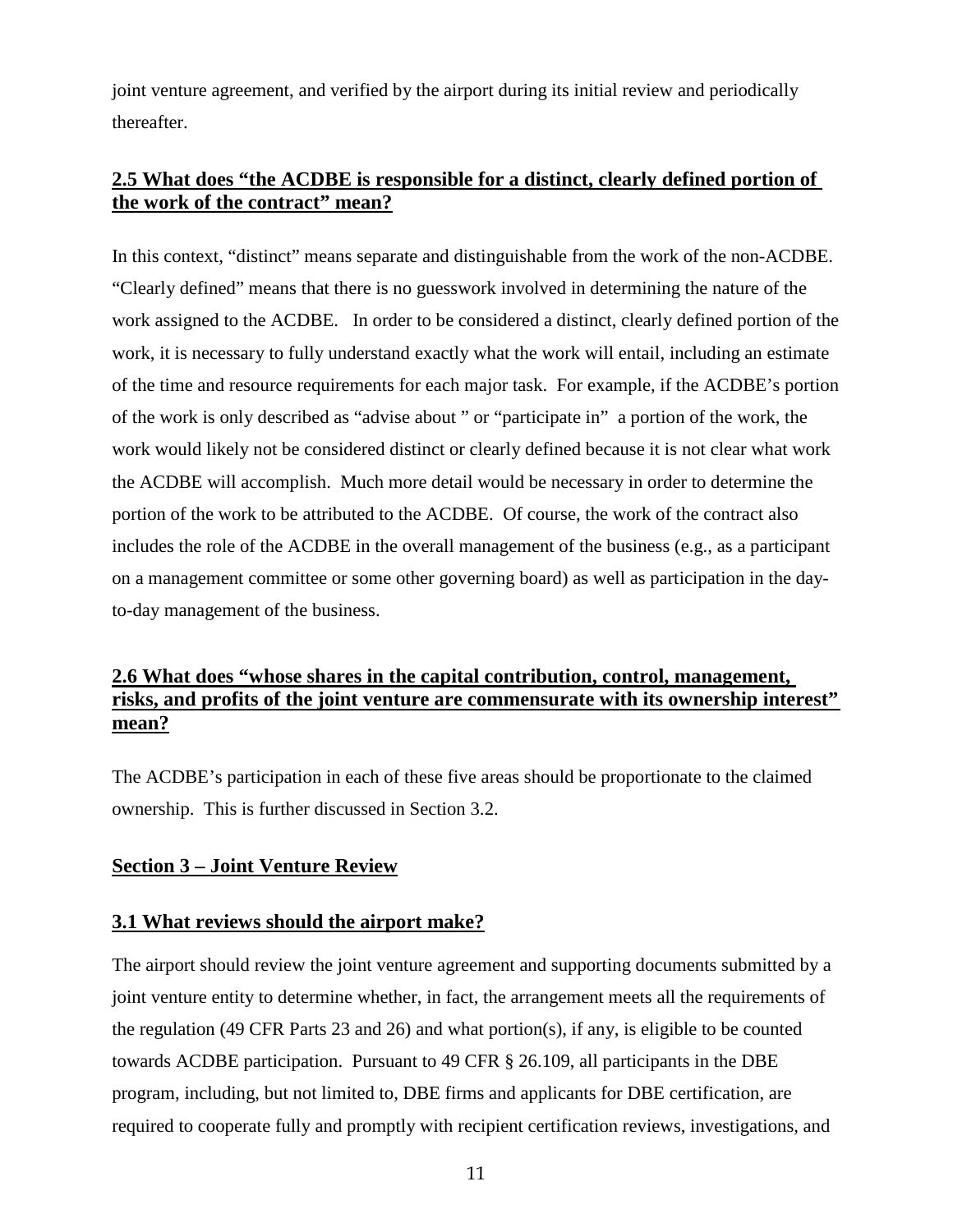joint venture agreement, and verified by the airport during its initial review and periodically thereafter.

## 2.5 What does "the ACDBE is responsible for a distinct, clearly defined portion of the work of the contract" mean?

In this context, "distinct" means separate and distinguishable from the work of the non-ACDBE. "Clearly defined" means that there is no guesswork involved in determining the nature of the work assigned to the ACDBE. In order to be considered a distinct, clearly defined portion of the work, it is necessary to fully understand exactly what the work will entail, including an estimate of the time and resource requirements for each major task. For example, if the ACDBE's portion of the work is only described as "advise about " or "participate in" a portion of the work, the work would likely not be considered distinct or clearly defined because it is not clear what work the ACDBE will accomplish. Much more detail would be necessary in order to determine the portion of the work to be attributed to the ACDBE. Of course, the work of the contract also includes the role of the ACDBE in the overall management of the business (e.g., as a participant on a management committee or some other governing board) as well as participation in the day-to-day management of the business.

## 2.6 What does "whose shares in the capital contribution, control, management, risks, and profits of the joint venture are commensurate with its ownership interest" mean?

The ACDBE's participation in each of these five areas should be proportionate to the claimed ownership. This is further discussed in Section 3.2.

# Section 3 – Joint Venture Review

## 3.1 What reviews should the airport make?

The airport should review the joint venture agreement and supporting documents submitted by a joint venture entity to determine whether, in fact, the arrangement meets all the requirements of the regulation (49 CFR Parts 23 and 26) and what portion(s), if any, is eligible to be counted towards ACDBE participation. Pursuant to 49 CFR § 26.109, all participants in the DBE program, including, but not limited to, DBE firms and applicants for DBE certification, are required to cooperate fully and promptly with recipient certification reviews, investigations, and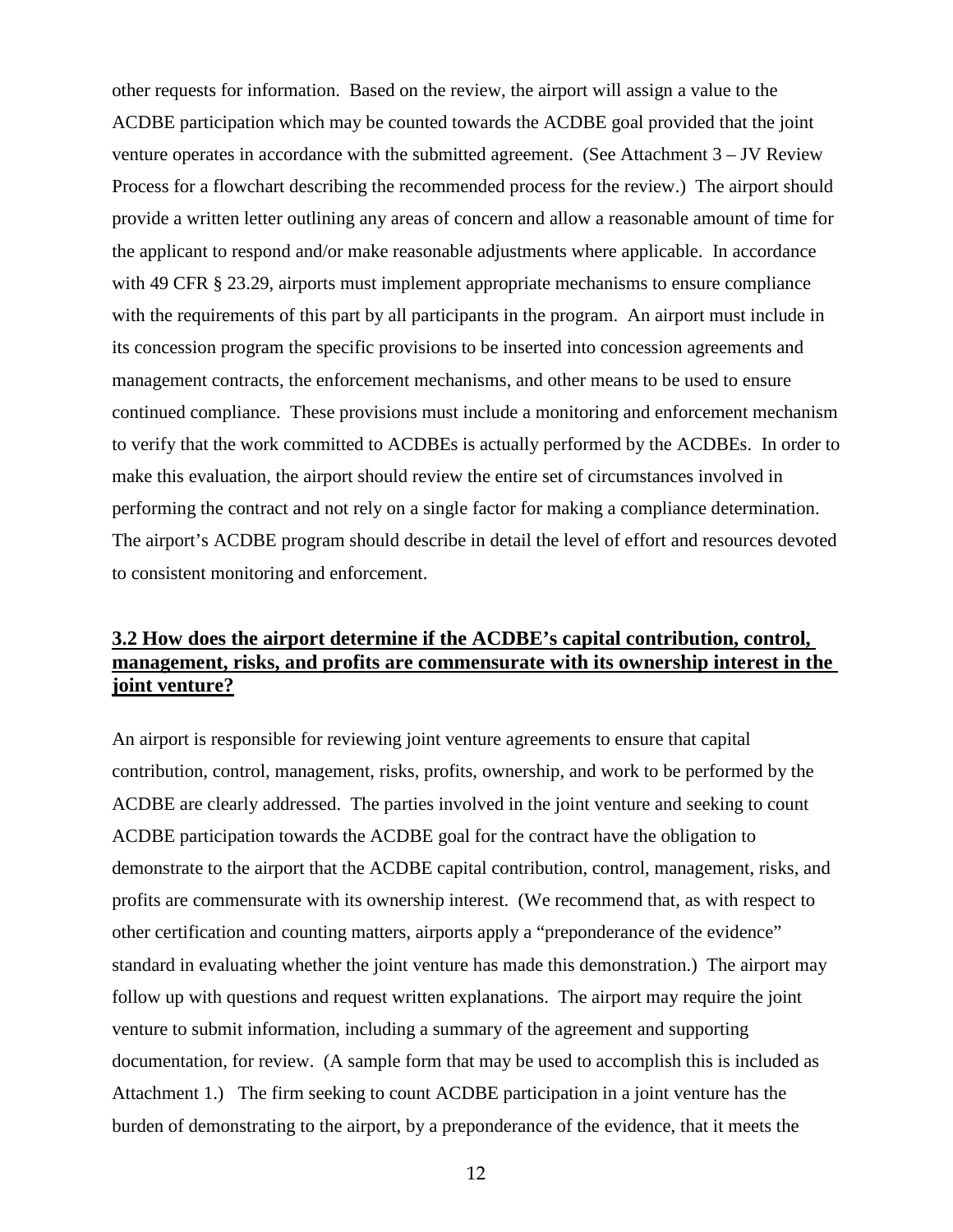other requests for information. Based on the review, the airport will assign a value to the ACDBE participation which may be counted towards the ACDBE goal provided that the joint venture operates in accordance with the submitted agreement. (See Attachment 3 – JV Review Process for a flowchart describing the recommended process for the review.) The airport should provide a written letter outlining any areas of concern and allow a reasonable amount of time for the applicant to respond and/or make reasonable adjustments where applicable. In accordance with 49 CFR § 23.29, airports must implement appropriate mechanisms to ensure compliance with the requirements of this part by all participants in the program. An airport must include in its concession program the specific provisions to be inserted into concession agreements and management contracts, the enforcement mechanisms, and other means to be used to ensure continued compliance. These provisions must include a monitoring and enforcement mechanism to verify that the work committed to ACDBEs is actually performed by the ACDBEs. In order to make this evaluation, the airport should review the entire set of circumstances involved in performing the contract and not rely on a single factor for making a compliance determination. The airport's ACDBE program should describe in detail the level of effort and resources devoted to consistent monitoring and enforcement.

## 3.2 How does the airport determine if the ACDBE's capital contribution, control, management, risks, and profits are commensurate with its ownership interest in the joint venture?

An airport is responsible for reviewing joint venture agreements to ensure that capital contribution, control, management, risks, profits, ownership, and work to be performed by the ACDBE are clearly addressed. The parties involved in the joint venture and seeking to count ACDBE participation towards the ACDBE goal for the contract have the obligation to demonstrate to the airport that the ACDBE capital contribution, control, management, risks, and profits are commensurate with its ownership interest. (We recommend that, as with respect to other certification and counting matters, airports apply a "preponderance of the evidence" standard in evaluating whether the joint venture has made this demonstration.) The airport may follow up with questions and request written explanations. The airport may require the joint venture to submit information, including a summary of the agreement and supporting documentation, for review. (A sample form that may be used to accomplish this is included as Attachment 1.) The firm seeking to count ACDBE participation in a joint venture has the burden of demonstrating to the airport, by a preponderance of the evidence, that it meets the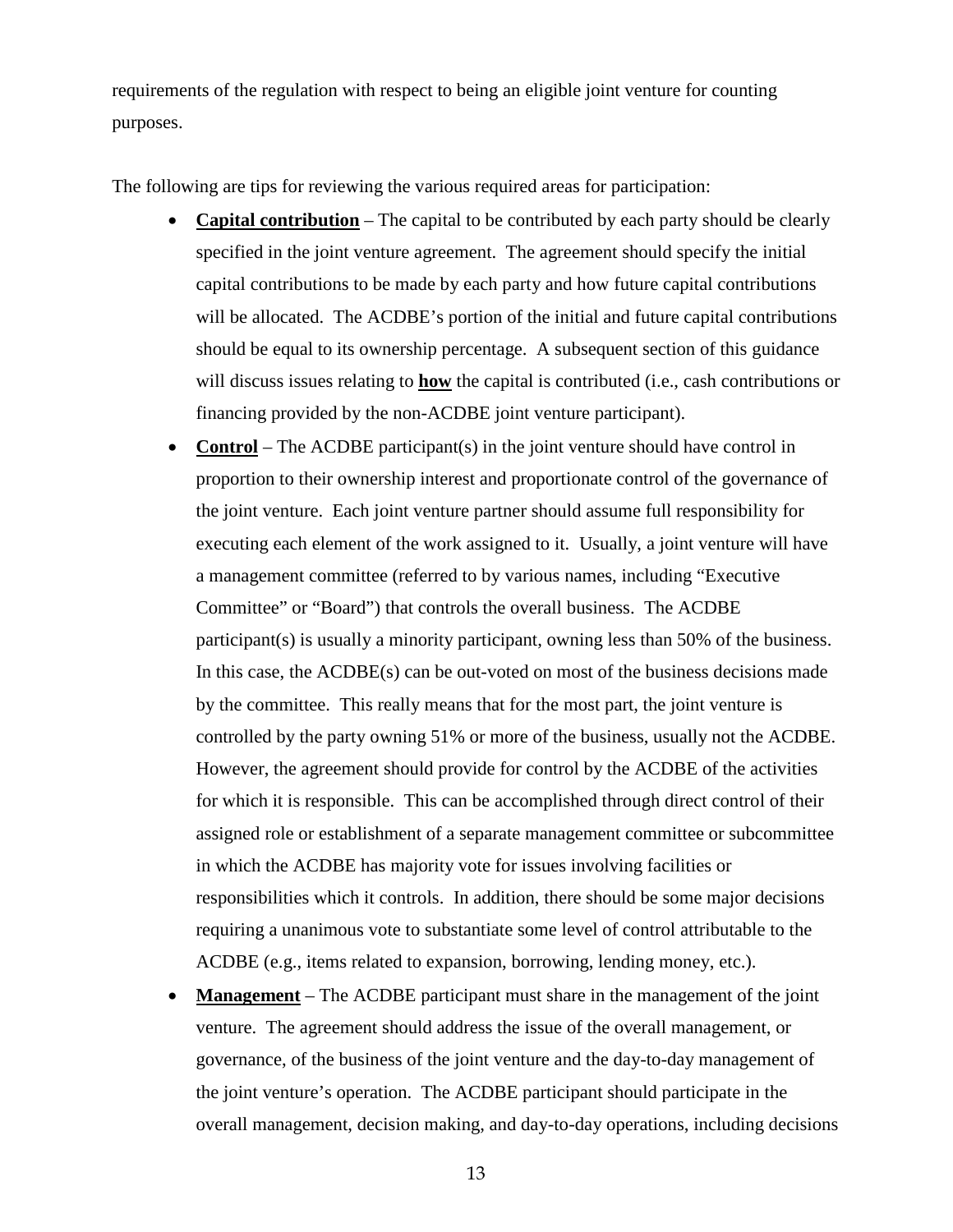requirements of the regulation with respect to being an eligible joint venture for counting purposes.

The following are tips for reviewing the various required areas for participation:

- **Capital contribution** – The capital to be contributed by each party should be clearly specified in the joint venture agreement. The agreement should specify the initial capital contributions to be made by each party and how future capital contributions will be allocated. The ACDBE's portion of the initial and future capital contributions should be equal to its ownership percentage. A subsequent section of this guidance will discuss issues relating to **how** the capital is contributed (i.e., cash contributions or financing provided by the non-ACDBE joint venture participant).
- **Control** – The ACDBE participant(s) in the joint venture should have control in proportion to their ownership interest and proportionate control of the governance of the joint venture. Each joint venture partner should assume full responsibility for executing each element of the work assigned to it. Usually, a joint venture will have a management committee (referred to by various names, including "Executive Committee" or "Board") that controls the overall business. The ACDBE participant(s) is usually a minority participant, owning less than 50% of the business. In this case, the ACDBE(s) can be out-voted on most of the business decisions made by the committee. This really means that for the most part, the joint venture is controlled by the party owning 51% or more of the business, usually not the ACDBE. However, the agreement should provide for control by the ACDBE of the activities for which it is responsible. This can be accomplished through direct control of their assigned role or establishment of a separate management committee or subcommittee in which the ACDBE has majority vote for issues involving facilities or responsibilities which it controls. In addition, there should be some major decisions requiring a unanimous vote to substantiate some level of control attributable to the ACDBE (e.g., items related to expansion, borrowing, lending money, etc.).
- **Management** – The ACDBE participant must share in the management of the joint venture. The agreement should address the issue of the overall management, or governance, of the business of the joint venture and the day-to-day management of the joint venture's operation. The ACDBE participant should participate in the overall management, decision making, and day-to-day operations, including decisions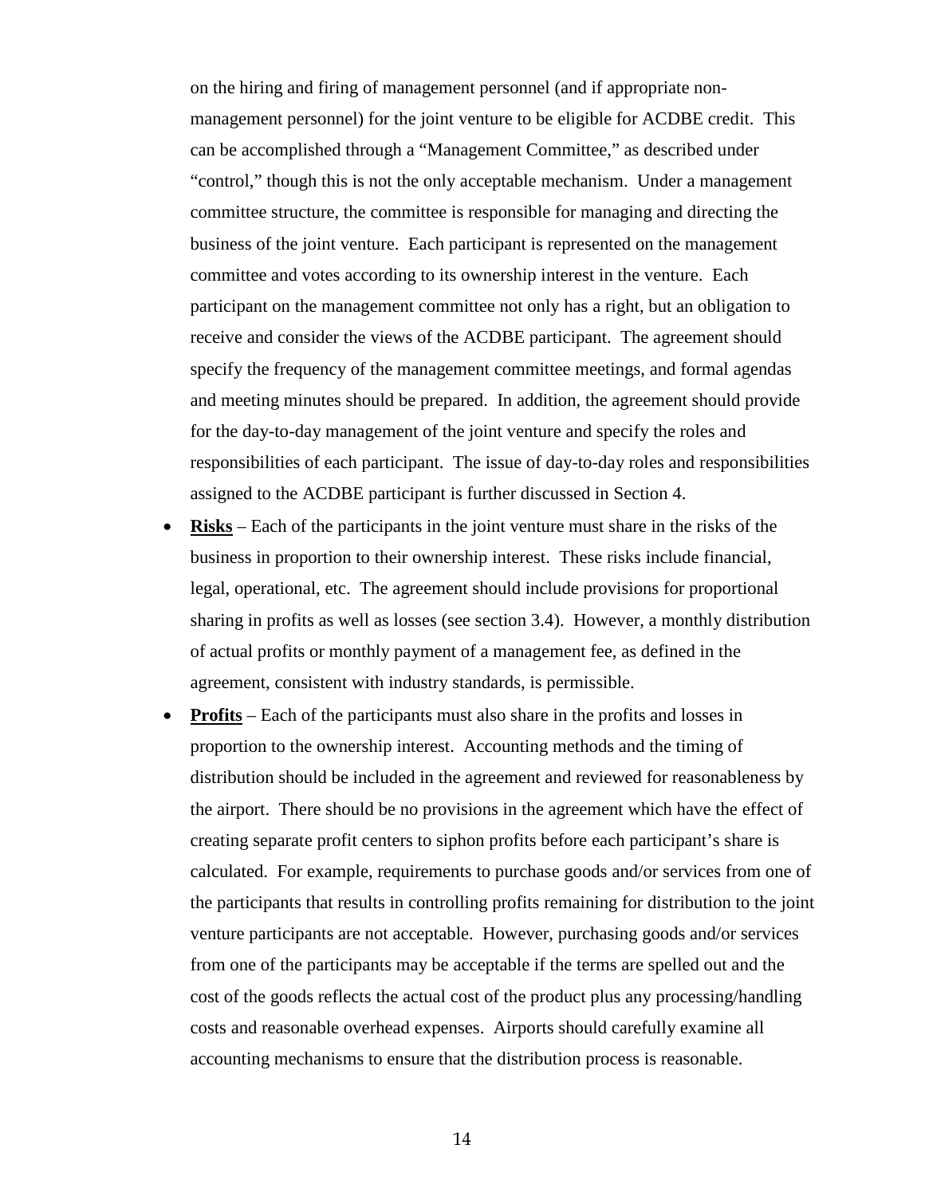on the hiring and firing of management personnel (and if appropriate non-management personnel) for the joint venture to be eligible for ACDBE credit. This can be accomplished through a "Management Committee," as described under "control," though this is not the only acceptable mechanism. Under a management committee structure, the committee is responsible for managing and directing the business of the joint venture. Each participant is represented on the management committee and votes according to its ownership interest in the venture. Each participant on the management committee not only has a right, but an obligation to receive and consider the views of the ACDBE participant. The agreement should specify the frequency of the management committee meetings, and formal agendas and meeting minutes should be prepared. In addition, the agreement should provide for the day-to-day management of the joint venture and specify the roles and responsibilities of each participant. The issue of day-to-day roles and responsibilities assigned to the ACDBE participant is further discussed in Section 4.

- **Risks** – Each of the participants in the joint venture must share in the risks of the business in proportion to their ownership interest. These risks include financial, legal, operational, etc. The agreement should include provisions for proportional sharing in profits as well as losses (see section 3.4). However, a monthly distribution of actual profits or monthly payment of a management fee, as defined in the agreement, consistent with industry standards, is permissible.
- **Profits** – Each of the participants must also share in the profits and losses in proportion to the ownership interest. Accounting methods and the timing of distribution should be included in the agreement and reviewed for reasonableness by the airport. There should be no provisions in the agreement which have the effect of creating separate profit centers to siphon profits before each participant's share is calculated. For example, requirements to purchase goods and/or services from one of the participants that results in controlling profits remaining for distribution to the joint venture participants are not acceptable. However, purchasing goods and/or services from one of the participants may be acceptable if the terms are spelled out and the cost of the goods reflects the actual cost of the product plus any processing/handling costs and reasonable overhead expenses. Airports should carefully examine all accounting mechanisms to ensure that the distribution process is reasonable.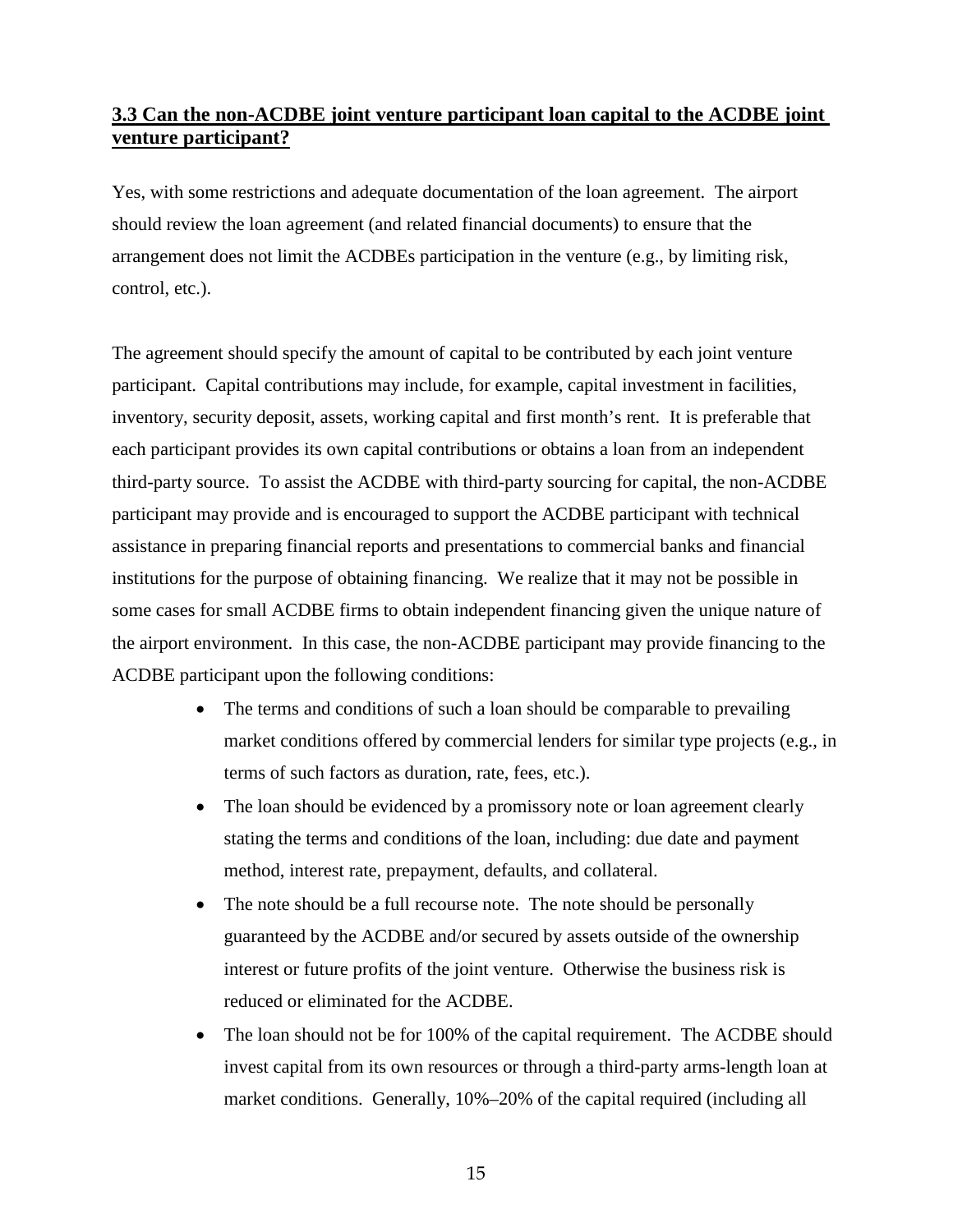### 3.3 Can the non-ACDBE joint venture participant loan capital to the ACDBE joint venture participant?

Yes, with some restrictions and adequate documentation of the loan agreement. The airport should review the loan agreement (and related financial documents) to ensure that the arrangement does not limit the ACDBEs participation in the venture (e.g., by limiting risk, control, etc.).

The agreement should specify the amount of capital to be contributed by each joint venture participant. Capital contributions may include, for example, capital investment in facilities, inventory, security deposit, assets, working capital and first month's rent. It is preferable that each participant provides its own capital contributions or obtains a loan from an independent third-party source. To assist the ACDBE with third-party sourcing for capital, the non-ACDBE participant may provide and is encouraged to support the ACDBE participant with technical assistance in preparing financial reports and presentations to commercial banks and financial institutions for the purpose of obtaining financing. We realize that it may not be possible in some cases for small ACDBE firms to obtain independent financing given the unique nature of the airport environment. In this case, the non-ACDBE participant may provide financing to the ACDBE participant upon the following conditions:

- The terms and conditions of such a loan should be comparable to prevailing market conditions offered by commercial lenders for similar type projects (e.g., in terms of such factors as duration, rate, fees, etc.).
- The loan should be evidenced by a promissory note or loan agreement clearly stating the terms and conditions of the loan, including: due date and payment method, interest rate, prepayment, defaults, and collateral.
- The note should be a full recourse note. The note should be personally guaranteed by the ACDBE and/or secured by assets outside of the ownership interest or future profits of the joint venture. Otherwise the business risk is reduced or eliminated for the ACDBE.
- The loan should not be for 100% of the capital requirement. The ACDBE should invest capital from its own resources or through a third-party arms-length loan at market conditions. Generally, 10%–20% of the capital required (including all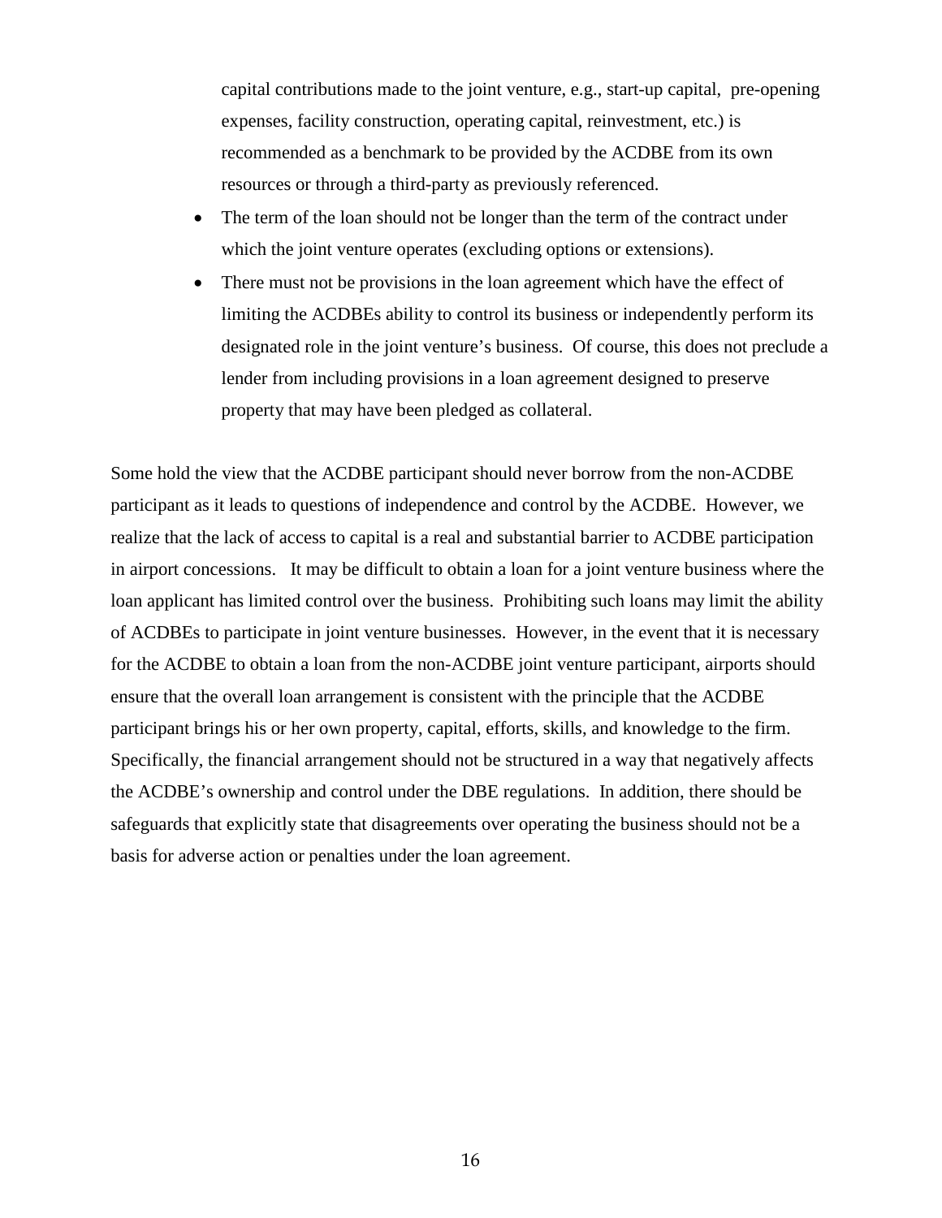capital contributions made to the joint venture, e.g., start-up capital, pre-opening expenses, facility construction, operating capital, reinvestment, etc.) is recommended as a benchmark to be provided by the ACDBE from its own resources or through a third-party as previously referenced.

- The term of the loan should not be longer than the term of the contract under which the joint venture operates (excluding options or extensions).
- There must not be provisions in the loan agreement which have the effect of limiting the ACDBEs ability to control its business or independently perform its designated role in the joint venture's business. Of course, this does not preclude a lender from including provisions in a loan agreement designed to preserve property that may have been pledged as collateral.

Some hold the view that the ACDBE participant should never borrow from the non-ACDBE participant as it leads to questions of independence and control by the ACDBE. However, we realize that the lack of access to capital is a real and substantial barrier to ACDBE participation in airport concessions. It may be difficult to obtain a loan for a joint venture business where the loan applicant has limited control over the business. Prohibiting such loans may limit the ability of ACDBEs to participate in joint venture businesses. However, in the event that it is necessary for the ACDBE to obtain a loan from the non-ACDBE joint venture participant, airports should ensure that the overall loan arrangement is consistent with the principle that the ACDBE participant brings his or her own property, capital, efforts, skills, and knowledge to the firm. Specifically, the financial arrangement should not be structured in a way that negatively affects the ACDBE's ownership and control under the DBE regulations. In addition, there should be safeguards that explicitly state that disagreements over operating the business should not be a basis for adverse action or penalties under the loan agreement.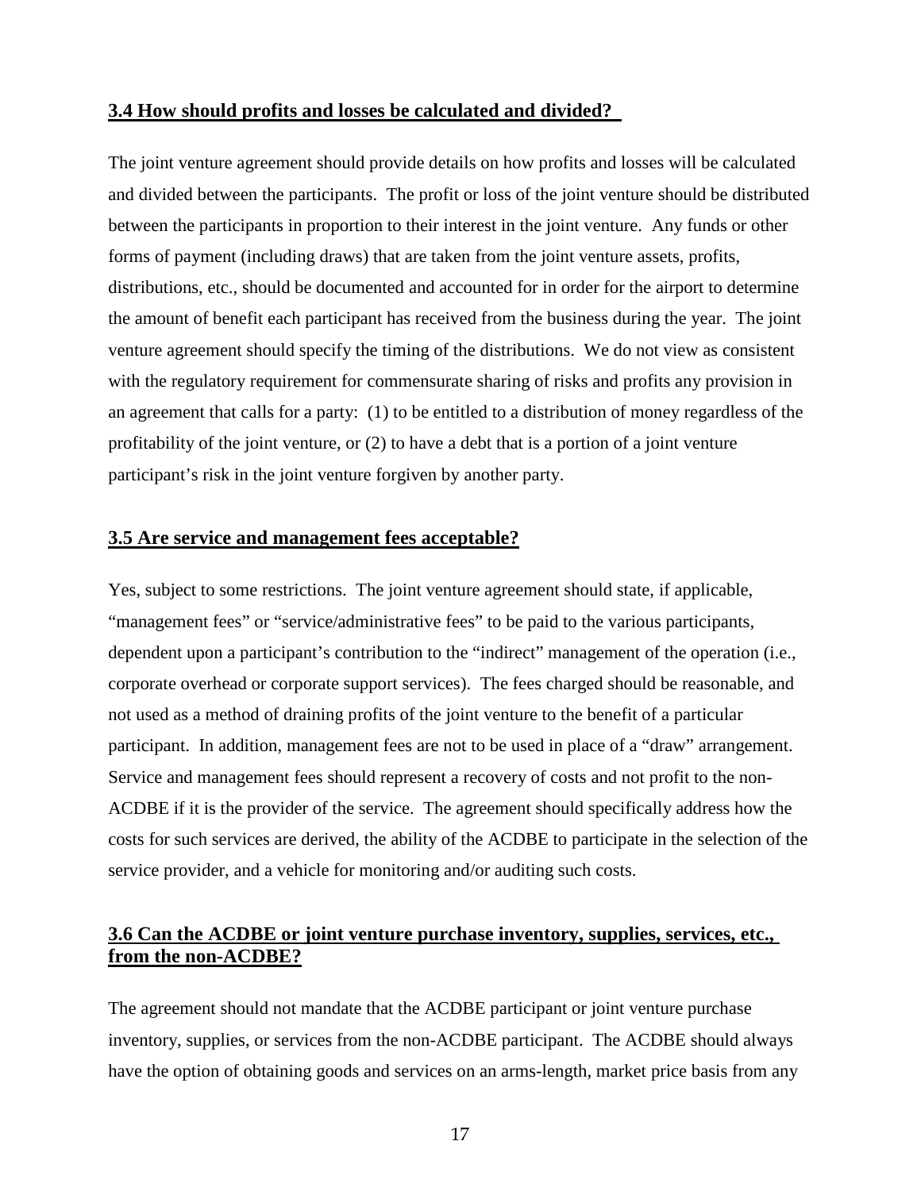### 3.4 How should profits and losses be calculated and divided?

The joint venture agreement should provide details on how profits and losses will be calculated and divided between the participants. The profit or loss of the joint venture should be distributed between the participants in proportion to their interest in the joint venture. Any funds or other forms of payment (including draws) that are taken from the joint venture assets, profits, distributions, etc., should be documented and accounted for in order for the airport to determine the amount of benefit each participant has received from the business during the year. The joint venture agreement should specify the timing of the distributions. We do not view as consistent with the regulatory requirement for commensurate sharing of risks and profits any provision in an agreement that calls for a party: (1) to be entitled to a distribution of money regardless of the profitability of the joint venture, or (2) to have a debt that is a portion of a joint venture participant's risk in the joint venture forgiven by another party.

### 3.5 Are service and management fees acceptable?

Yes, subject to some restrictions. The joint venture agreement should state, if applicable, "management fees" or "service/administrative fees" to be paid to the various participants, dependent upon a participant's contribution to the "indirect" management of the operation (i.e., corporate overhead or corporate support services). The fees charged should be reasonable, and not used as a method of draining profits of the joint venture to the benefit of a particular participant. In addition, management fees are not to be used in place of a "draw" arrangement. Service and management fees should represent a recovery of costs and not profit to the non-ACDBE if it is the provider of the service. The agreement should specifically address how the costs for such services are derived, the ability of the ACDBE to participate in the selection of the service provider, and a vehicle for monitoring and/or auditing such costs.

### 3.6 Can the ACDBE or joint venture purchase inventory, supplies, services, etc., from the non-ACDBE?

The agreement should not mandate that the ACDBE participant or joint venture purchase inventory, supplies, or services from the non-ACDBE participant. The ACDBE should always have the option of obtaining goods and services on an arms-length, market price basis from any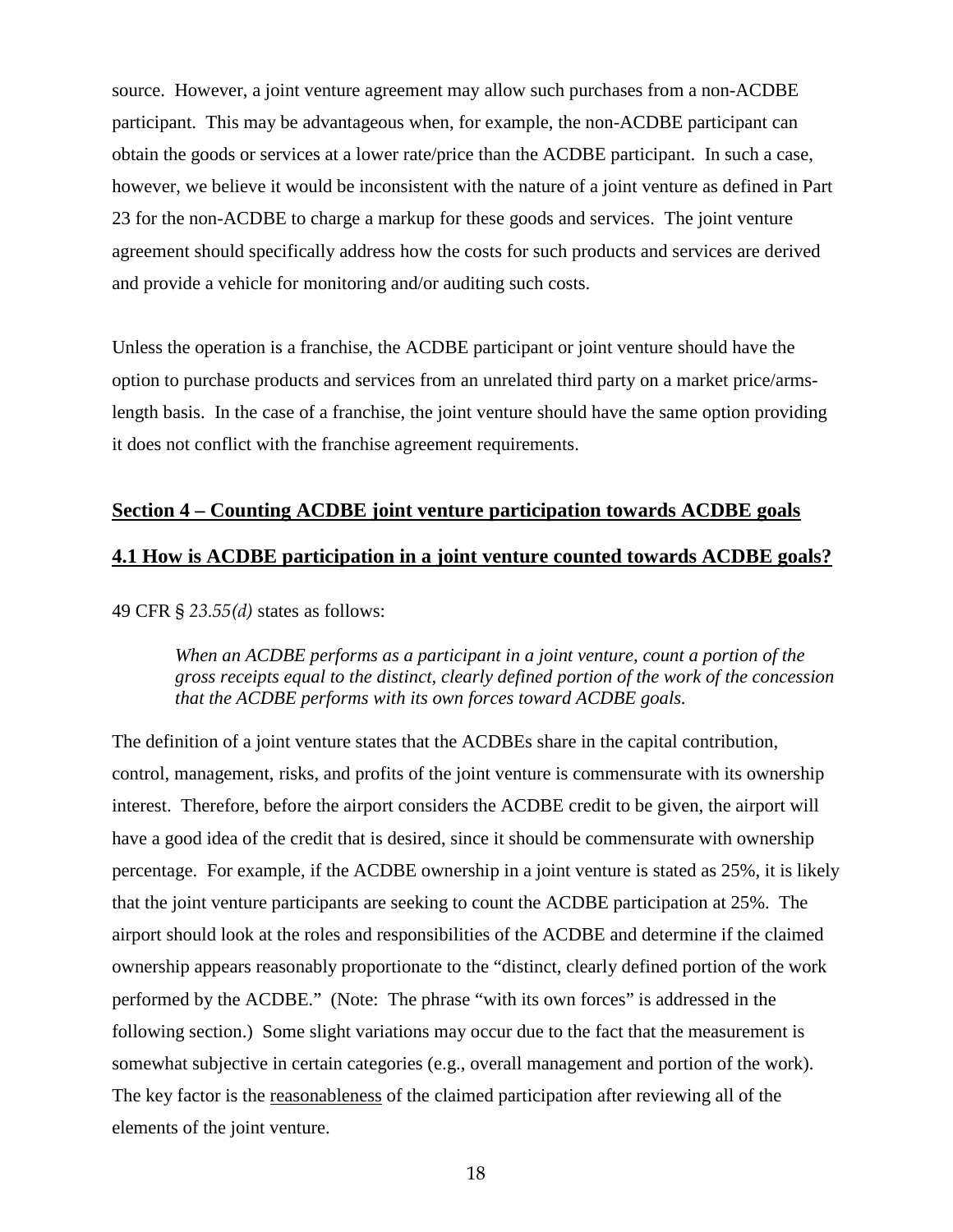source. However, a joint venture agreement may allow such purchases from a non-ACDBE participant. This may be advantageous when, for example, the non-ACDBE participant can obtain the goods or services at a lower rate/price than the ACDBE participant. In such a case, however, we believe it would be inconsistent with the nature of a joint venture as defined in Part 23 for the non-ACDBE to charge a markup for these goods and services. The joint venture agreement should specifically address how the costs for such products and services are derived and provide a vehicle for monitoring and/or auditing such costs.

Unless the operation is a franchise, the ACDBE participant or joint venture should have the option to purchase products and services from an unrelated third party on a market price/arms-length basis. In the case of a franchise, the joint venture should have the same option providing it does not conflict with the franchise agreement requirements.

## Section 4 – Counting ACDBE joint venture participation towards ACDBE goals

### 4.1 How is ACDBE participation in a joint venture counted towards ACDBE goals?

49 CFR § *23.55(d)* states as follows:

> *When an ACDBE performs as a participant in a joint venture, count a portion of the gross receipts equal to the distinct, clearly defined portion of the work of the concession that the ACDBE performs with its own forces toward ACDBE goals.*

The definition of a joint venture states that the ACDBEs share in the capital contribution, control, management, risks, and profits of the joint venture is commensurate with its ownership interest. Therefore, before the airport considers the ACDBE credit to be given, the airport will have a good idea of the credit that is desired, since it should be commensurate with ownership percentage. For example, if the ACDBE ownership in a joint venture is stated as 25%, it is likely that the joint venture participants are seeking to count the ACDBE participation at 25%. The airport should look at the roles and responsibilities of the ACDBE and determine if the claimed ownership appears reasonably proportionate to the "distinct, clearly defined portion of the work performed by the ACDBE." (Note: The phrase "with its own forces" is addressed in the following section.) Some slight variations may occur due to the fact that the measurement is somewhat subjective in certain categories (e.g., overall management and portion of the work). The key factor is the reasonableness of the claimed participation after reviewing all of the elements of the joint venture.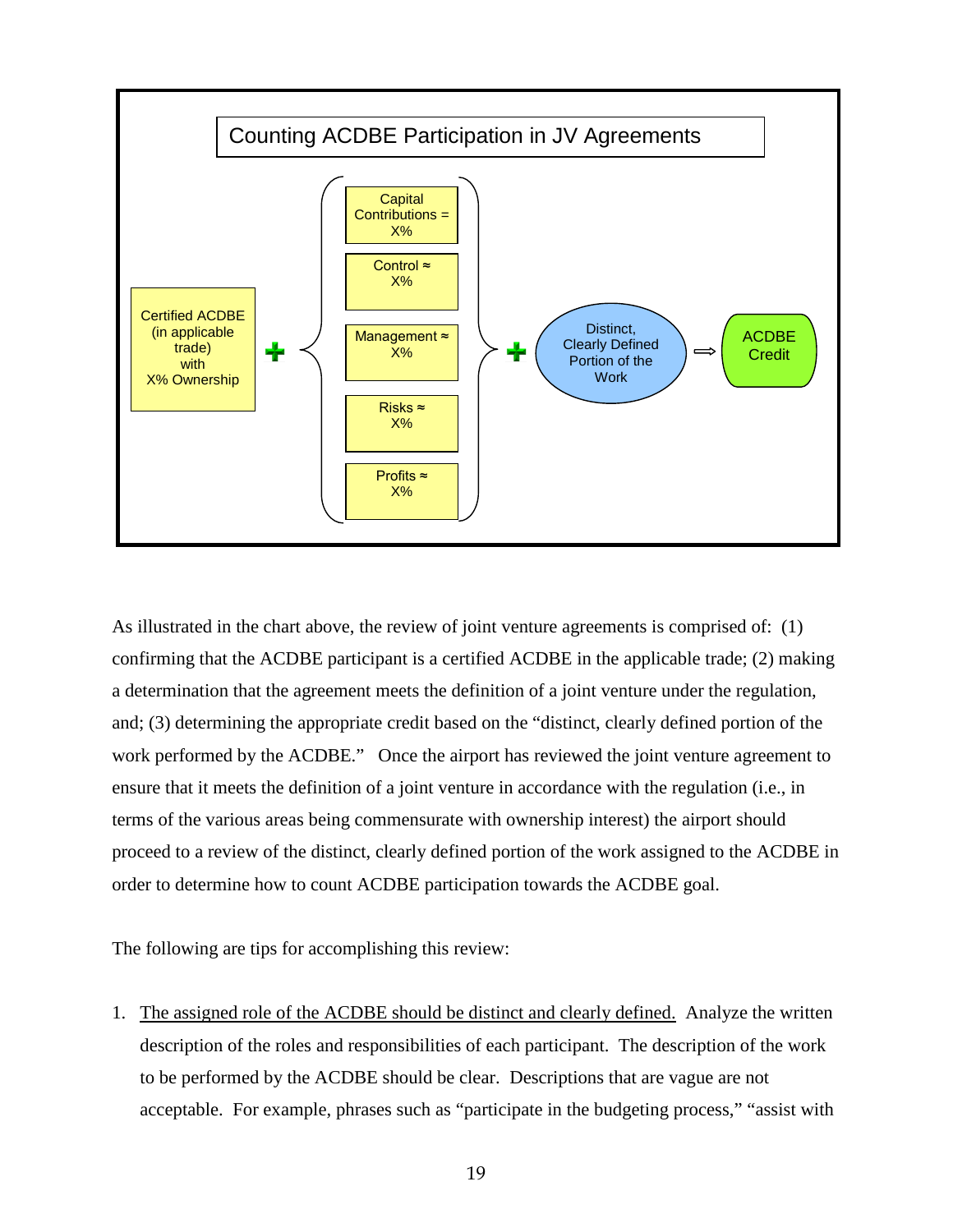**Counting ACDBE Participation in JV Agreements**

Certified ACDBE (in applicable trade) with X% Ownership + { Capital Contributions = X%; Control ≈ X%; Management ≈ X%; Risks ≈ X%; Profits ≈ X% } + Distinct, Clearly Defined Portion of the Work ⇨ ACDBE Credit

As illustrated in the chart above, the review of joint venture agreements is comprised of: (1) confirming that the ACDBE participant is a certified ACDBE in the applicable trade; (2) making a determination that the agreement meets the definition of a joint venture under the regulation, and; (3) determining the appropriate credit based on the "distinct, clearly defined portion of the work performed by the ACDBE." Once the airport has reviewed the joint venture agreement to ensure that it meets the definition of a joint venture in accordance with the regulation (i.e., in terms of the various areas being commensurate with ownership interest) the airport should proceed to a review of the distinct, clearly defined portion of the work assigned to the ACDBE in order to determine how to count ACDBE participation towards the ACDBE goal.

The following are tips for accomplishing this review:

1. <u>The assigned role of the ACDBE should be distinct and clearly defined.</u> Analyze the written description of the roles and responsibilities of each participant. The description of the work to be performed by the ACDBE should be clear. Descriptions that are vague are not acceptable. For example, phrases such as "participate in the budgeting process," "assist with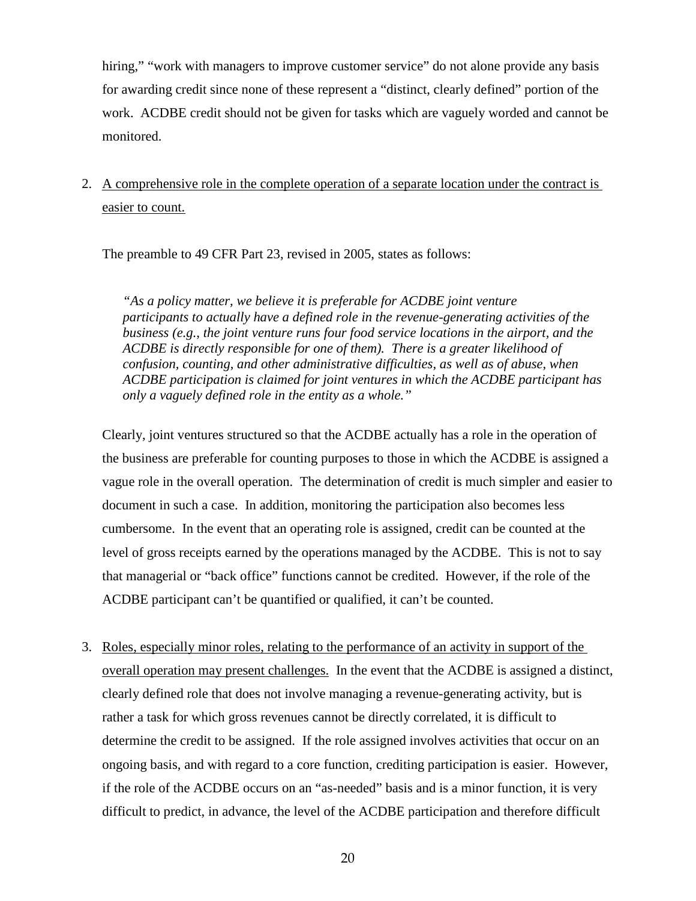hiring," "work with managers to improve customer service" do not alone provide any basis for awarding credit since none of these represent a "distinct, clearly defined" portion of the work. ACDBE credit should not be given for tasks which are vaguely worded and cannot be monitored.

2. <u>A comprehensive role in the complete operation of a separate location under the contract is easier to count.</u>

   The preamble to 49 CFR Part 23, revised in 2005, states as follows:

   > *"As a policy matter, we believe it is preferable for ACDBE joint venture participants to actually have a defined role in the revenue-generating activities of the business (e.g., the joint venture runs four food service locations in the airport, and the ACDBE is directly responsible for one of them). There is a greater likelihood of confusion, counting, and other administrative difficulties, as well as of abuse, when ACDBE participation is claimed for joint ventures in which the ACDBE participant has only a vaguely defined role in the entity as a whole."*

   Clearly, joint ventures structured so that the ACDBE actually has a role in the operation of the business are preferable for counting purposes to those in which the ACDBE is assigned a vague role in the overall operation. The determination of credit is much simpler and easier to document in such a case. In addition, monitoring the participation also becomes less cumbersome. In the event that an operating role is assigned, credit can be counted at the level of gross receipts earned by the operations managed by the ACDBE. This is not to say that managerial or "back office" functions cannot be credited. However, if the role of the ACDBE participant can't be quantified or qualified, it can't be counted.

3. <u>Roles, especially minor roles, relating to the performance of an activity in support of the overall operation may present challenges.</u> In the event that the ACDBE is assigned a distinct, clearly defined role that does not involve managing a revenue-generating activity, but is rather a task for which gross revenues cannot be directly correlated, it is difficult to determine the credit to be assigned. If the role assigned involves activities that occur on an ongoing basis, and with regard to a core function, crediting participation is easier. However, if the role of the ACDBE occurs on an "as-needed" basis and is a minor function, it is very difficult to predict, in advance, the level of the ACDBE participation and therefore difficult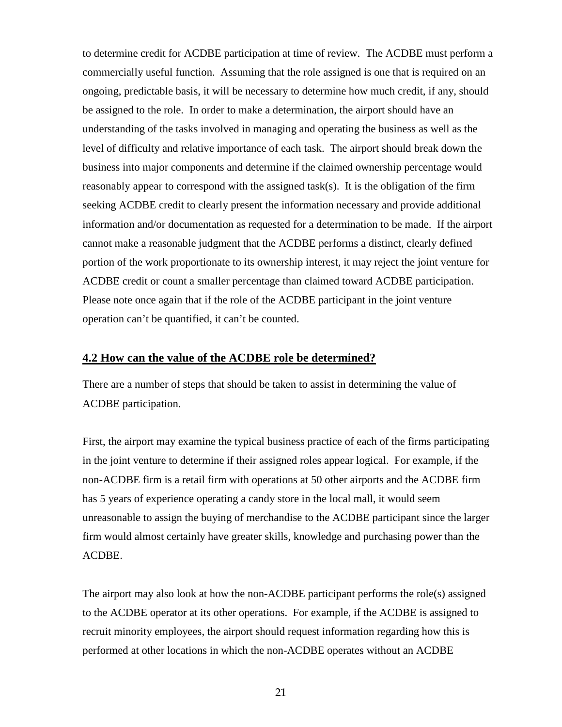to determine credit for ACDBE participation at time of review. The ACDBE must perform a commercially useful function. Assuming that the role assigned is one that is required on an ongoing, predictable basis, it will be necessary to determine how much credit, if any, should be assigned to the role. In order to make a determination, the airport should have an understanding of the tasks involved in managing and operating the business as well as the level of difficulty and relative importance of each task. The airport should break down the business into major components and determine if the claimed ownership percentage would reasonably appear to correspond with the assigned task(s). It is the obligation of the firm seeking ACDBE credit to clearly present the information necessary and provide additional information and/or documentation as requested for a determination to be made. If the airport cannot make a reasonable judgment that the ACDBE performs a distinct, clearly defined portion of the work proportionate to its ownership interest, it may reject the joint venture for ACDBE credit or count a smaller percentage than claimed toward ACDBE participation. Please note once again that if the role of the ACDBE participant in the joint venture operation can't be quantified, it can't be counted.

## 4.2 How can the value of the ACDBE role be determined?

There are a number of steps that should be taken to assist in determining the value of ACDBE participation.

First, the airport may examine the typical business practice of each of the firms participating in the joint venture to determine if their assigned roles appear logical. For example, if the non-ACDBE firm is a retail firm with operations at 50 other airports and the ACDBE firm has 5 years of experience operating a candy store in the local mall, it would seem unreasonable to assign the buying of merchandise to the ACDBE participant since the larger firm would almost certainly have greater skills, knowledge and purchasing power than the ACDBE.

The airport may also look at how the non-ACDBE participant performs the role(s) assigned to the ACDBE operator at its other operations. For example, if the ACDBE is assigned to recruit minority employees, the airport should request information regarding how this is performed at other locations in which the non-ACDBE operates without an ACDBE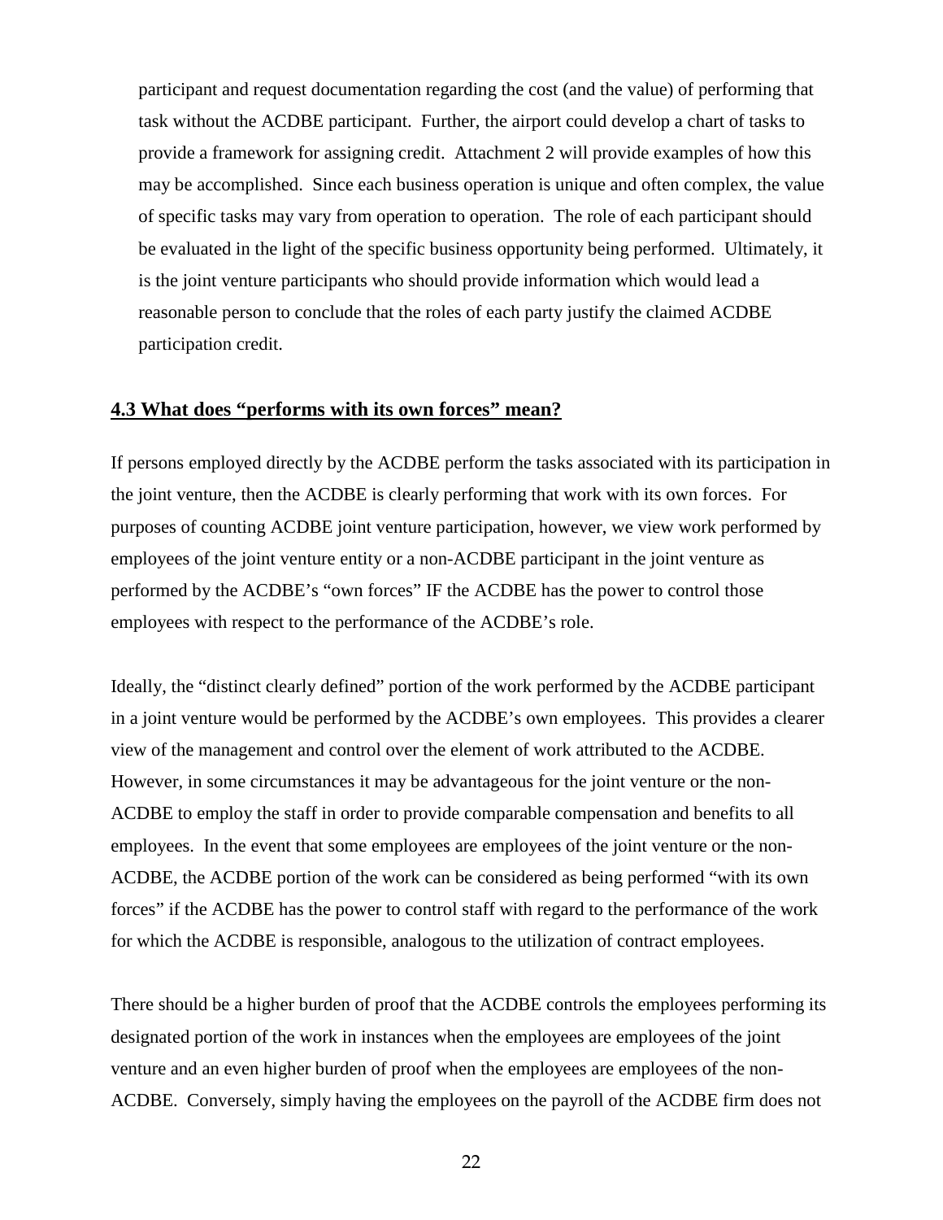participant and request documentation regarding the cost (and the value) of performing that task without the ACDBE participant. Further, the airport could develop a chart of tasks to provide a framework for assigning credit. Attachment 2 will provide examples of how this may be accomplished. Since each business operation is unique and often complex, the value of specific tasks may vary from operation to operation. The role of each participant should be evaluated in the light of the specific business opportunity being performed. Ultimately, it is the joint venture participants who should provide information which would lead a reasonable person to conclude that the roles of each party justify the claimed ACDBE participation credit.

## **4.3 What does "performs with its own forces" mean?**

If persons employed directly by the ACDBE perform the tasks associated with its participation in the joint venture, then the ACDBE is clearly performing that work with its own forces. For purposes of counting ACDBE joint venture participation, however, we view work performed by employees of the joint venture entity or a non-ACDBE participant in the joint venture as performed by the ACDBE's "own forces" IF the ACDBE has the power to control those employees with respect to the performance of the ACDBE's role.

Ideally, the "distinct clearly defined" portion of the work performed by the ACDBE participant in a joint venture would be performed by the ACDBE's own employees. This provides a clearer view of the management and control over the element of work attributed to the ACDBE. However, in some circumstances it may be advantageous for the joint venture or the non-ACDBE to employ the staff in order to provide comparable compensation and benefits to all employees. In the event that some employees are employees of the joint venture or the non-ACDBE, the ACDBE portion of the work can be considered as being performed "with its own forces" if the ACDBE has the power to control staff with regard to the performance of the work for which the ACDBE is responsible, analogous to the utilization of contract employees.

There should be a higher burden of proof that the ACDBE controls the employees performing its designated portion of the work in instances when the employees are employees of the joint venture and an even higher burden of proof when the employees are employees of the non-ACDBE. Conversely, simply having the employees on the payroll of the ACDBE firm does not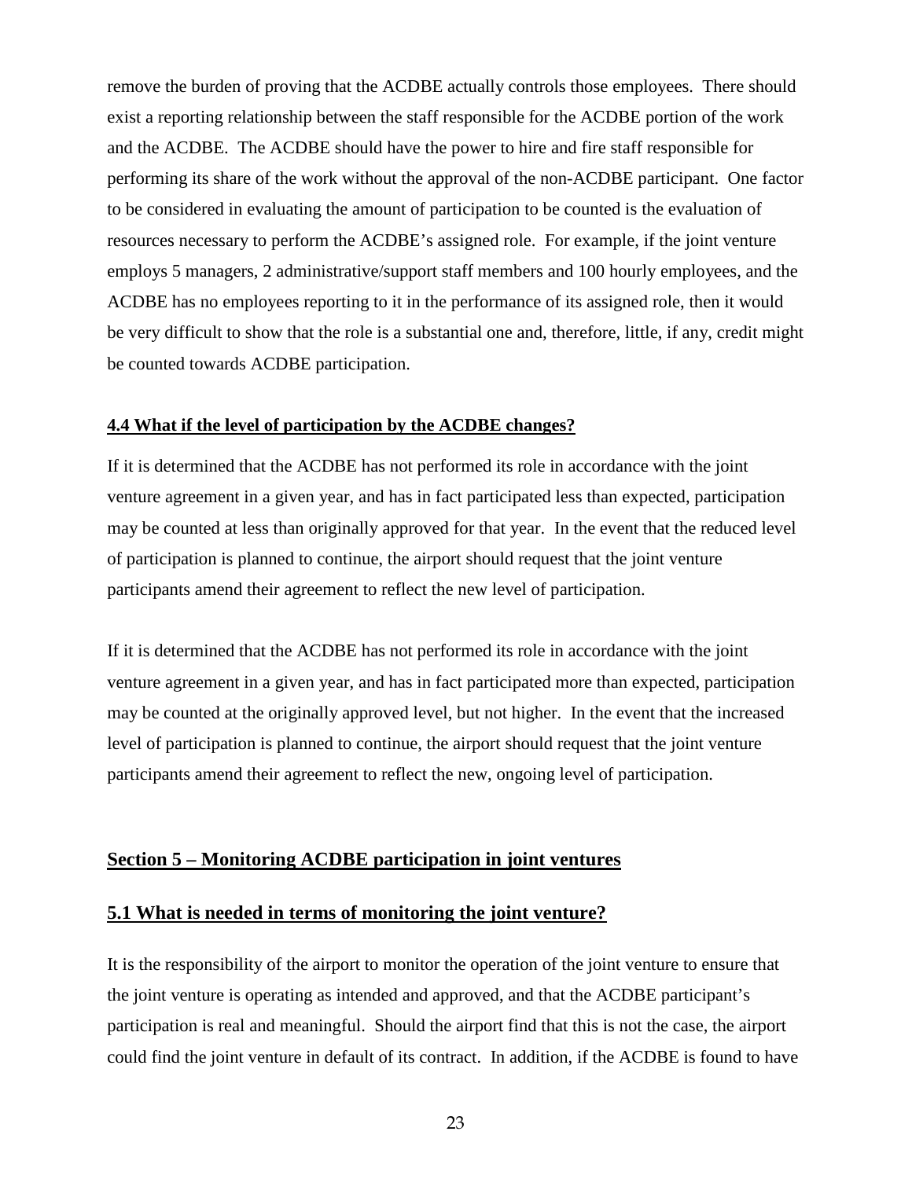remove the burden of proving that the ACDBE actually controls those employees. There should exist a reporting relationship between the staff responsible for the ACDBE portion of the work and the ACDBE. The ACDBE should have the power to hire and fire staff responsible for performing its share of the work without the approval of the non-ACDBE participant. One factor to be considered in evaluating the amount of participation to be counted is the evaluation of resources necessary to perform the ACDBE's assigned role. For example, if the joint venture employs 5 managers, 2 administrative/support staff members and 100 hourly employees, and the ACDBE has no employees reporting to it in the performance of its assigned role, then it would be very difficult to show that the role is a substantial one and, therefore, little, if any, credit might be counted towards ACDBE participation.

### 4.4 What if the level of participation by the ACDBE changes?

If it is determined that the ACDBE has not performed its role in accordance with the joint venture agreement in a given year, and has in fact participated less than expected, participation may be counted at less than originally approved for that year. In the event that the reduced level of participation is planned to continue, the airport should request that the joint venture participants amend their agreement to reflect the new level of participation.

If it is determined that the ACDBE has not performed its role in accordance with the joint venture agreement in a given year, and has in fact participated more than expected, participation may be counted at the originally approved level, but not higher. In the event that the increased level of participation is planned to continue, the airport should request that the joint venture participants amend their agreement to reflect the new, ongoing level of participation.

## Section 5 – Monitoring ACDBE participation in joint ventures

### 5.1 What is needed in terms of monitoring the joint venture?

It is the responsibility of the airport to monitor the operation of the joint venture to ensure that the joint venture is operating as intended and approved, and that the ACDBE participant's participation is real and meaningful. Should the airport find that this is not the case, the airport could find the joint venture in default of its contract. In addition, if the ACDBE is found to have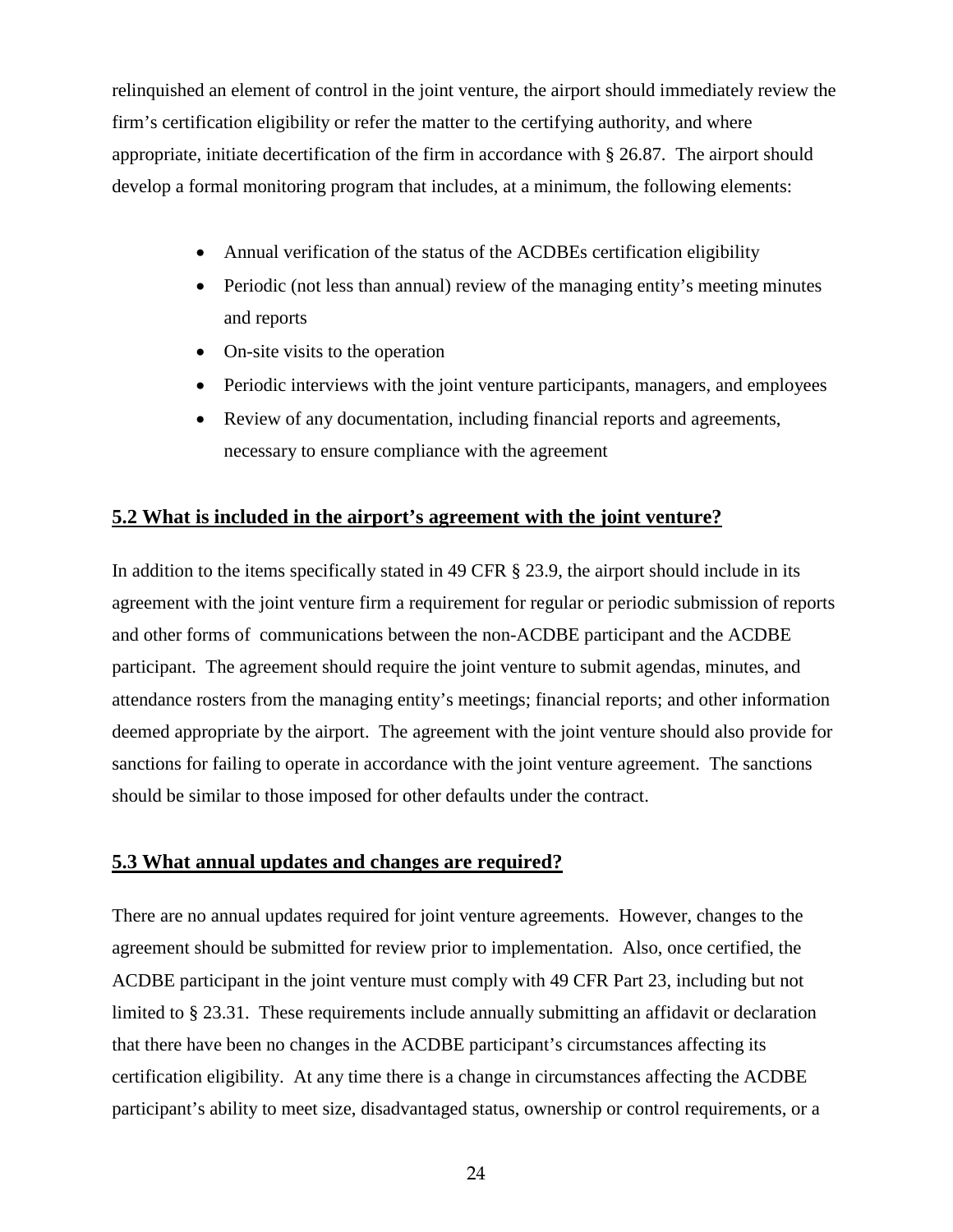relinquished an element of control in the joint venture, the airport should immediately review the firm's certification eligibility or refer the matter to the certifying authority, and where appropriate, initiate decertification of the firm in accordance with § 26.87. The airport should develop a formal monitoring program that includes, at a minimum, the following elements:

- Annual verification of the status of the ACDBEs certification eligibility
- Periodic (not less than annual) review of the managing entity's meeting minutes and reports
- On-site visits to the operation
- Periodic interviews with the joint venture participants, managers, and employees
- Review of any documentation, including financial reports and agreements, necessary to ensure compliance with the agreement

## 5.2 What is included in the airport's agreement with the joint venture?

In addition to the items specifically stated in 49 CFR § 23.9, the airport should include in its agreement with the joint venture firm a requirement for regular or periodic submission of reports and other forms of communications between the non-ACDBE participant and the ACDBE participant. The agreement should require the joint venture to submit agendas, minutes, and attendance rosters from the managing entity's meetings; financial reports; and other information deemed appropriate by the airport. The agreement with the joint venture should also provide for sanctions for failing to operate in accordance with the joint venture agreement. The sanctions should be similar to those imposed for other defaults under the contract.

## 5.3 What annual updates and changes are required?

There are no annual updates required for joint venture agreements. However, changes to the agreement should be submitted for review prior to implementation. Also, once certified, the ACDBE participant in the joint venture must comply with 49 CFR Part 23, including but not limited to § 23.31. These requirements include annually submitting an affidavit or declaration that there have been no changes in the ACDBE participant's circumstances affecting its certification eligibility. At any time there is a change in circumstances affecting the ACDBE participant's ability to meet size, disadvantaged status, ownership or control requirements, or a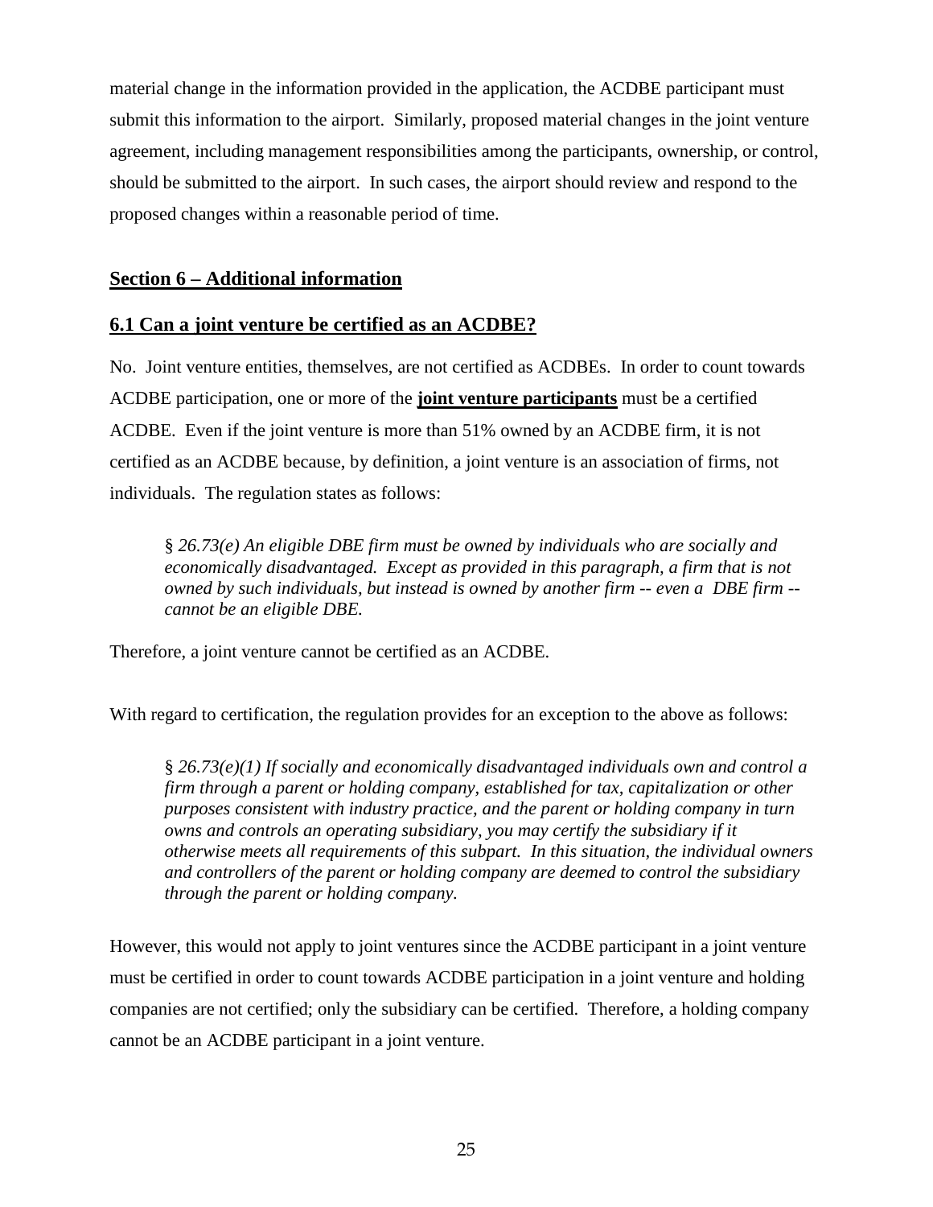material change in the information provided in the application, the ACDBE participant must submit this information to the airport. Similarly, proposed material changes in the joint venture agreement, including management responsibilities among the participants, ownership, or control, should be submitted to the airport. In such cases, the airport should review and respond to the proposed changes within a reasonable period of time.

## Section 6 – Additional information

### 6.1 Can a joint venture be certified as an ACDBE?

No. Joint venture entities, themselves, are not certified as ACDBEs. In order to count towards ACDBE participation, one or more of the **joint venture participants** must be a certified ACDBE. Even if the joint venture is more than 51% owned by an ACDBE firm, it is not certified as an ACDBE because, by definition, a joint venture is an association of firms, not individuals. The regulation states as follows:

> § *26.73(e) An eligible DBE firm must be owned by individuals who are socially and economically disadvantaged. Except as provided in this paragraph, a firm that is not owned by such individuals, but instead is owned by another firm -- even a DBE firm -- cannot be an eligible DBE.*

Therefore, a joint venture cannot be certified as an ACDBE.

With regard to certification, the regulation provides for an exception to the above as follows:

> § *26.73(e)(1) If socially and economically disadvantaged individuals own and control a firm through a parent or holding company, established for tax, capitalization or other purposes consistent with industry practice, and the parent or holding company in turn owns and controls an operating subsidiary, you may certify the subsidiary if it otherwise meets all requirements of this subpart. In this situation, the individual owners and controllers of the parent or holding company are deemed to control the subsidiary through the parent or holding company.*

However, this would not apply to joint ventures since the ACDBE participant in a joint venture must be certified in order to count towards ACDBE participation in a joint venture and holding companies are not certified; only the subsidiary can be certified. Therefore, a holding company cannot be an ACDBE participant in a joint venture.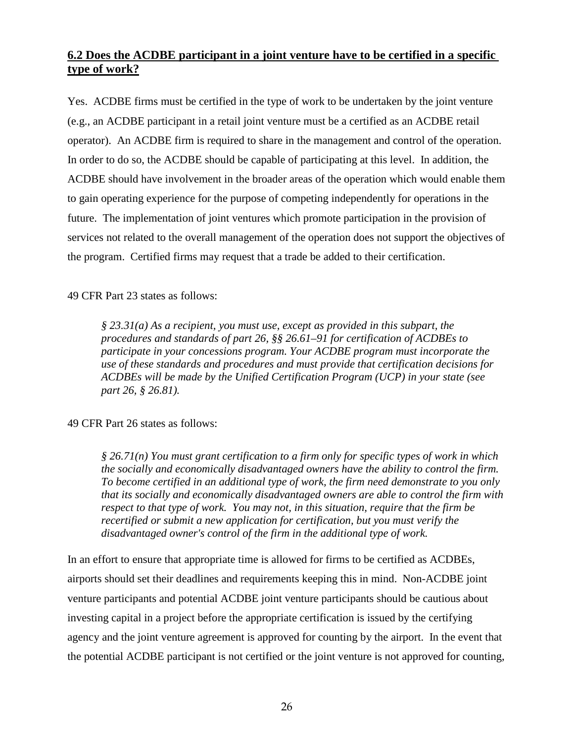## 6.2 Does the ACDBE participant in a joint venture have to be certified in a specific type of work?

Yes. ACDBE firms must be certified in the type of work to be undertaken by the joint venture (e.g., an ACDBE participant in a retail joint venture must be a certified as an ACDBE retail operator). An ACDBE firm is required to share in the management and control of the operation. In order to do so, the ACDBE should be capable of participating at this level. In addition, the ACDBE should have involvement in the broader areas of the operation which would enable them to gain operating experience for the purpose of competing independently for operations in the future. The implementation of joint ventures which promote participation in the provision of services not related to the overall management of the operation does not support the objectives of the program. Certified firms may request that a trade be added to their certification.

49 CFR Part 23 states as follows:

> *§ 23.31(a) As a recipient, you must use, except as provided in this subpart, the procedures and standards of part 26, §§ 26.61–91 for certification of ACDBEs to participate in your concessions program. Your ACDBE program must incorporate the use of these standards and procedures and must provide that certification decisions for ACDBEs will be made by the Unified Certification Program (UCP) in your state (see part 26, § 26.81).*

49 CFR Part 26 states as follows:

> *§ 26.71(n) You must grant certification to a firm only for specific types of work in which the socially and economically disadvantaged owners have the ability to control the firm. To become certified in an additional type of work, the firm need demonstrate to you only that its socially and economically disadvantaged owners are able to control the firm with respect to that type of work. You may not, in this situation, require that the firm be recertified or submit a new application for certification, but you must verify the disadvantaged owner's control of the firm in the additional type of work.*

In an effort to ensure that appropriate time is allowed for firms to be certified as ACDBEs, airports should set their deadlines and requirements keeping this in mind. Non-ACDBE joint venture participants and potential ACDBE joint venture participants should be cautious about investing capital in a project before the appropriate certification is issued by the certifying agency and the joint venture agreement is approved for counting by the airport. In the event that the potential ACDBE participant is not certified or the joint venture is not approved for counting,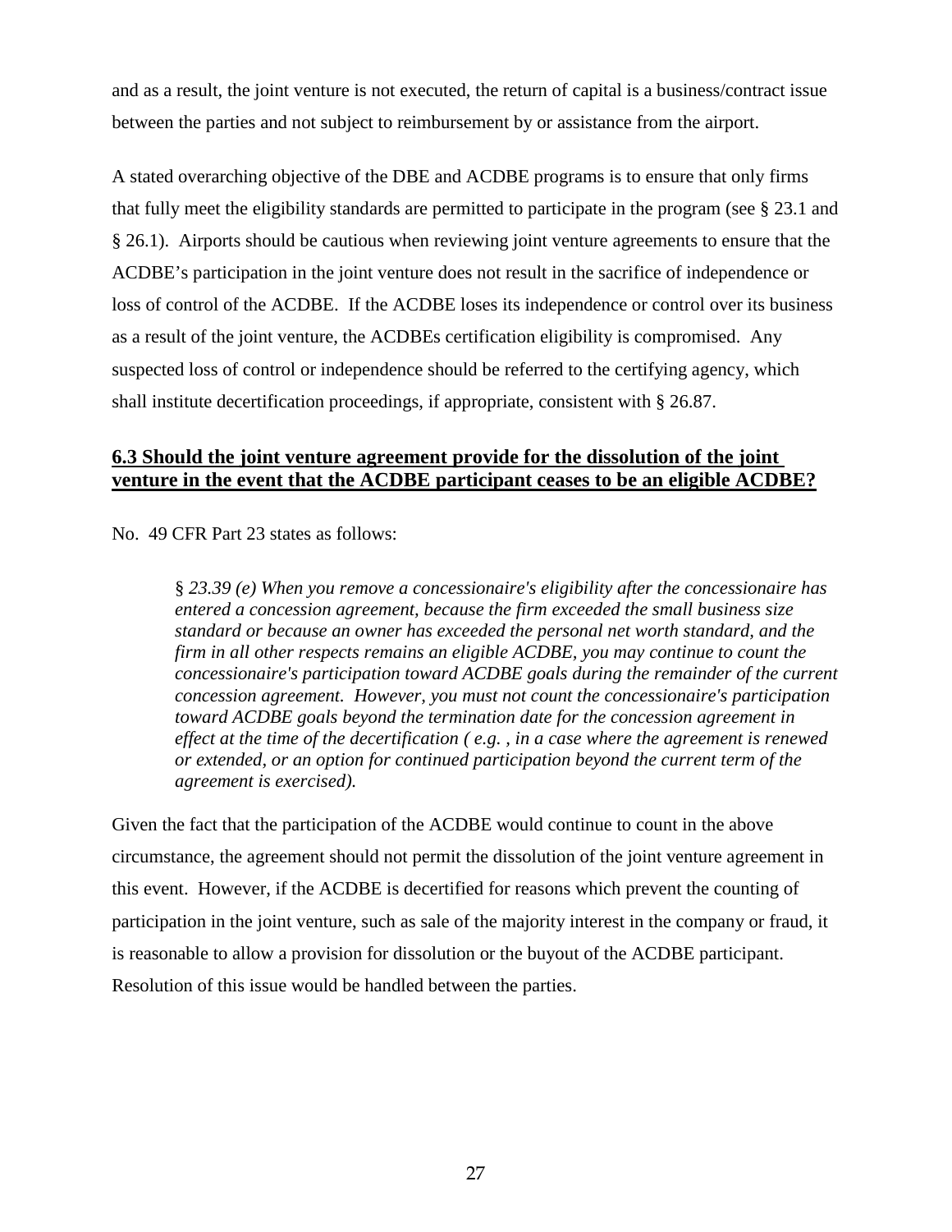and as a result, the joint venture is not executed, the return of capital is a business/contract issue between the parties and not subject to reimbursement by or assistance from the airport.

A stated overarching objective of the DBE and ACDBE programs is to ensure that only firms that fully meet the eligibility standards are permitted to participate in the program (see § 23.1 and § 26.1). Airports should be cautious when reviewing joint venture agreements to ensure that the ACDBE's participation in the joint venture does not result in the sacrifice of independence or loss of control of the ACDBE. If the ACDBE loses its independence or control over its business as a result of the joint venture, the ACDBEs certification eligibility is compromised. Any suspected loss of control or independence should be referred to the certifying agency, which shall institute decertification proceedings, if appropriate, consistent with § 26.87.

### **6.3 Should the joint venture agreement provide for the dissolution of the joint venture in the event that the ACDBE participant ceases to be an eligible ACDBE?**

No. 49 CFR Part 23 states as follows:

> § *23.39 (e) When you remove a concessionaire's eligibility after the concessionaire has entered a concession agreement, because the firm exceeded the small business size standard or because an owner has exceeded the personal net worth standard, and the firm in all other respects remains an eligible ACDBE, you may continue to count the concessionaire's participation toward ACDBE goals during the remainder of the current concession agreement. However, you must not count the concessionaire's participation toward ACDBE goals beyond the termination date for the concession agreement in effect at the time of the decertification ( e.g. , in a case where the agreement is renewed or extended, or an option for continued participation beyond the current term of the agreement is exercised).*

Given the fact that the participation of the ACDBE would continue to count in the above circumstance, the agreement should not permit the dissolution of the joint venture agreement in this event. However, if the ACDBE is decertified for reasons which prevent the counting of participation in the joint venture, such as sale of the majority interest in the company or fraud, it is reasonable to allow a provision for dissolution or the buyout of the ACDBE participant. Resolution of this issue would be handled between the parties.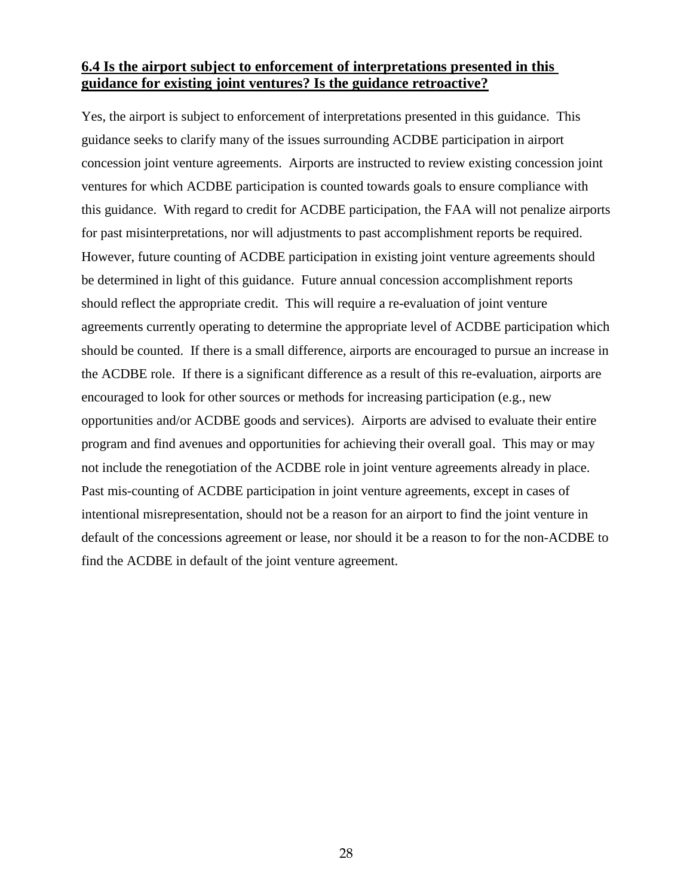### 6.4 Is the airport subject to enforcement of interpretations presented in this guidance for existing joint ventures? Is the guidance retroactive?

Yes, the airport is subject to enforcement of interpretations presented in this guidance. This guidance seeks to clarify many of the issues surrounding ACDBE participation in airport concession joint venture agreements. Airports are instructed to review existing concession joint ventures for which ACDBE participation is counted towards goals to ensure compliance with this guidance. With regard to credit for ACDBE participation, the FAA will not penalize airports for past misinterpretations, nor will adjustments to past accomplishment reports be required. However, future counting of ACDBE participation in existing joint venture agreements should be determined in light of this guidance. Future annual concession accomplishment reports should reflect the appropriate credit. This will require a re-evaluation of joint venture agreements currently operating to determine the appropriate level of ACDBE participation which should be counted. If there is a small difference, airports are encouraged to pursue an increase in the ACDBE role. If there is a significant difference as a result of this re-evaluation, airports are encouraged to look for other sources or methods for increasing participation (e.g., new opportunities and/or ACDBE goods and services). Airports are advised to evaluate their entire program and find avenues and opportunities for achieving their overall goal. This may or may not include the renegotiation of the ACDBE role in joint venture agreements already in place. Past mis-counting of ACDBE participation in joint venture agreements, except in cases of intentional misrepresentation, should not be a reason for an airport to find the joint venture in default of the concessions agreement or lease, nor should it be a reason to for the non-ACDBE to find the ACDBE in default of the joint venture agreement.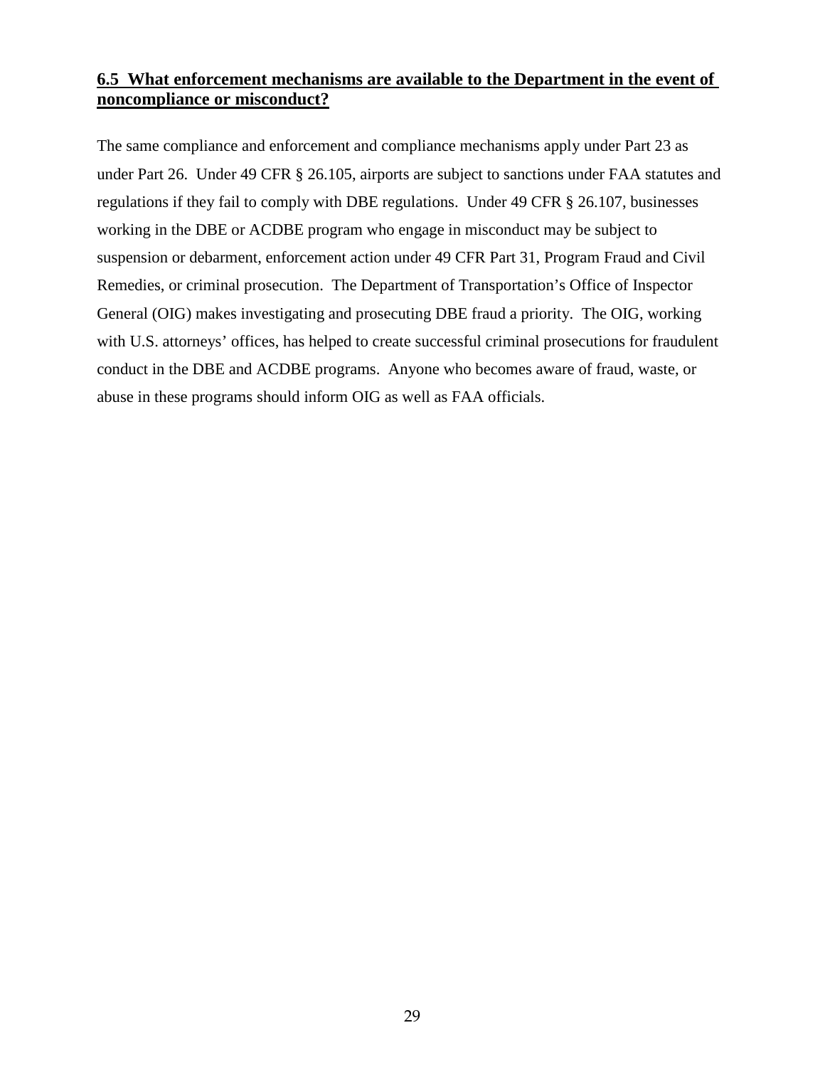### 6.5 What enforcement mechanisms are available to the Department in the event of noncompliance or misconduct?

The same compliance and enforcement and compliance mechanisms apply under Part 23 as under Part 26. Under 49 CFR § 26.105, airports are subject to sanctions under FAA statutes and regulations if they fail to comply with DBE regulations. Under 49 CFR § 26.107, businesses working in the DBE or ACDBE program who engage in misconduct may be subject to suspension or debarment, enforcement action under 49 CFR Part 31, Program Fraud and Civil Remedies, or criminal prosecution. The Department of Transportation's Office of Inspector General (OIG) makes investigating and prosecuting DBE fraud a priority. The OIG, working with U.S. attorneys' offices, has helped to create successful criminal prosecutions for fraudulent conduct in the DBE and ACDBE programs. Anyone who becomes aware of fraud, waste, or abuse in these programs should inform OIG as well as FAA officials.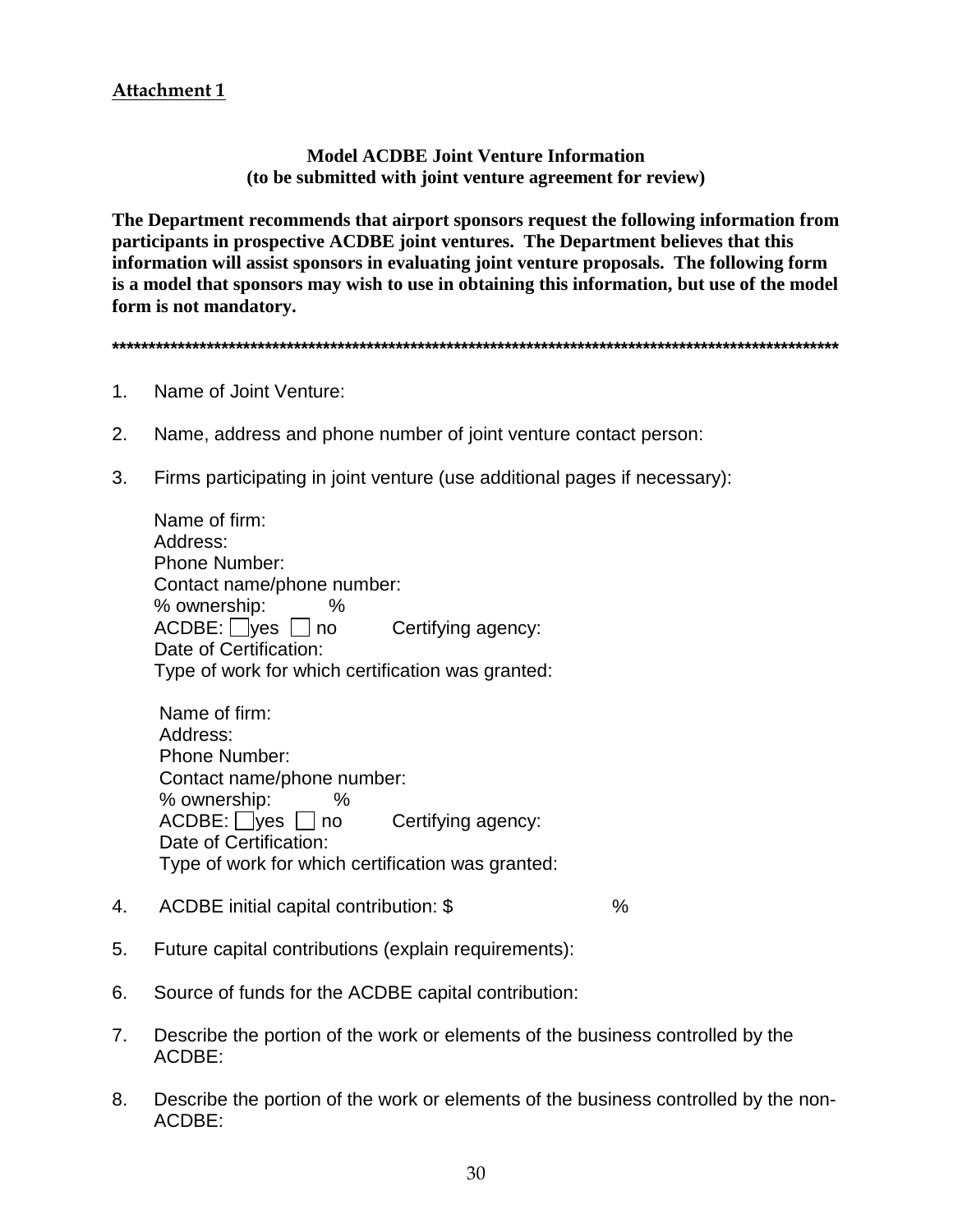**Attachment 1**

### Model ACDBE Joint Venture Information
### (to be submitted with joint venture agreement for review)

**The Department recommends that airport sponsors request the following information from participants in prospective ACDBE joint ventures. The Department believes that this information will assist sponsors in evaluating joint venture proposals. The following form is a model that sponsors may wish to use in obtaining this information, but use of the model form is not mandatory.**

**\*\*\*\*\*\*\*\*\*\*\*\*\*\*\*\*\*\*\*\*\*\*\*\*\*\*\*\*\*\*\*\*\*\*\*\*\*\*\*\*\*\*\*\*\*\*\*\*\*\*\*\*\*\*\*\*\*\*\*\*\*\*\*\*\*\*\*\*\*\*\*\*\*\*\*\*\*\*\*\*\*\*\*\*\*\*\*\*\*\*\*\*\*\*\*\*\*\*\*\*\***

1. Name of Joint Venture:

2. Name, address and phone number of joint venture contact person:

3. Firms participating in joint venture (use additional pages if necessary):

   Name of firm:
   Address:
   Phone Number:
   Contact name/phone number:
   % ownership: %
   ACDBE: ☐ yes ☐ no Certifying agency:
   Date of Certification:
   Type of work for which certification was granted:

   Name of firm:
   Address:
   Phone Number:
   Contact name/phone number:
   % ownership: %
   ACDBE: ☐ yes ☐ no Certifying agency:
   Date of Certification:
   Type of work for which certification was granted:

4. ACDBE initial capital contribution: $ %

5. Future capital contributions (explain requirements):

6. Source of funds for the ACDBE capital contribution:

7. Describe the portion of the work or elements of the business controlled by the ACDBE:

8. Describe the portion of the work or elements of the business controlled by the non-ACDBE: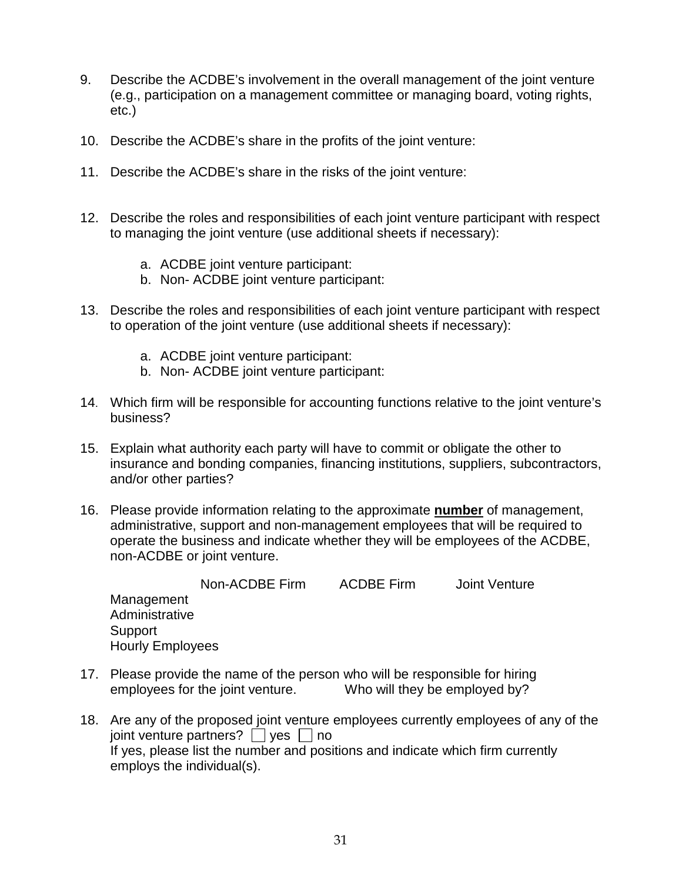9. Describe the ACDBE's involvement in the overall management of the joint venture (e.g., participation on a management committee or managing board, voting rights, etc.)

10. Describe the ACDBE's share in the profits of the joint venture:

11. Describe the ACDBE's share in the risks of the joint venture:

12. Describe the roles and responsibilities of each joint venture participant with respect to managing the joint venture (use additional sheets if necessary):

    a. ACDBE joint venture participant:
    b. Non- ACDBE joint venture participant:

13. Describe the roles and responsibilities of each joint venture participant with respect to operation of the joint venture (use additional sheets if necessary):

    a. ACDBE joint venture participant:
    b. Non- ACDBE joint venture participant:

14. Which firm will be responsible for accounting functions relative to the joint venture's business?

15. Explain what authority each party will have to commit or obligate the other to insurance and bonding companies, financing institutions, suppliers, subcontractors, and/or other parties?

16. Please provide information relating to the approximate **number** of management, administrative, support and non-management employees that will be required to operate the business and indicate whether they will be employees of the ACDBE, non-ACDBE or joint venture.

| | Non-ACDBE Firm | ACDBE Firm | Joint Venture |
|---|---|---|---|
| Management | | | |
| Administrative | | | |
| Support | | | |
| Hourly Employees | | | |

17. Please provide the name of the person who will be responsible for hiring employees for the joint venture. Who will they be employed by?

18. Are any of the proposed joint venture employees currently employees of any of the joint venture partners? ☐ yes ☐ no
    If yes, please list the number and positions and indicate which firm currently employs the individual(s).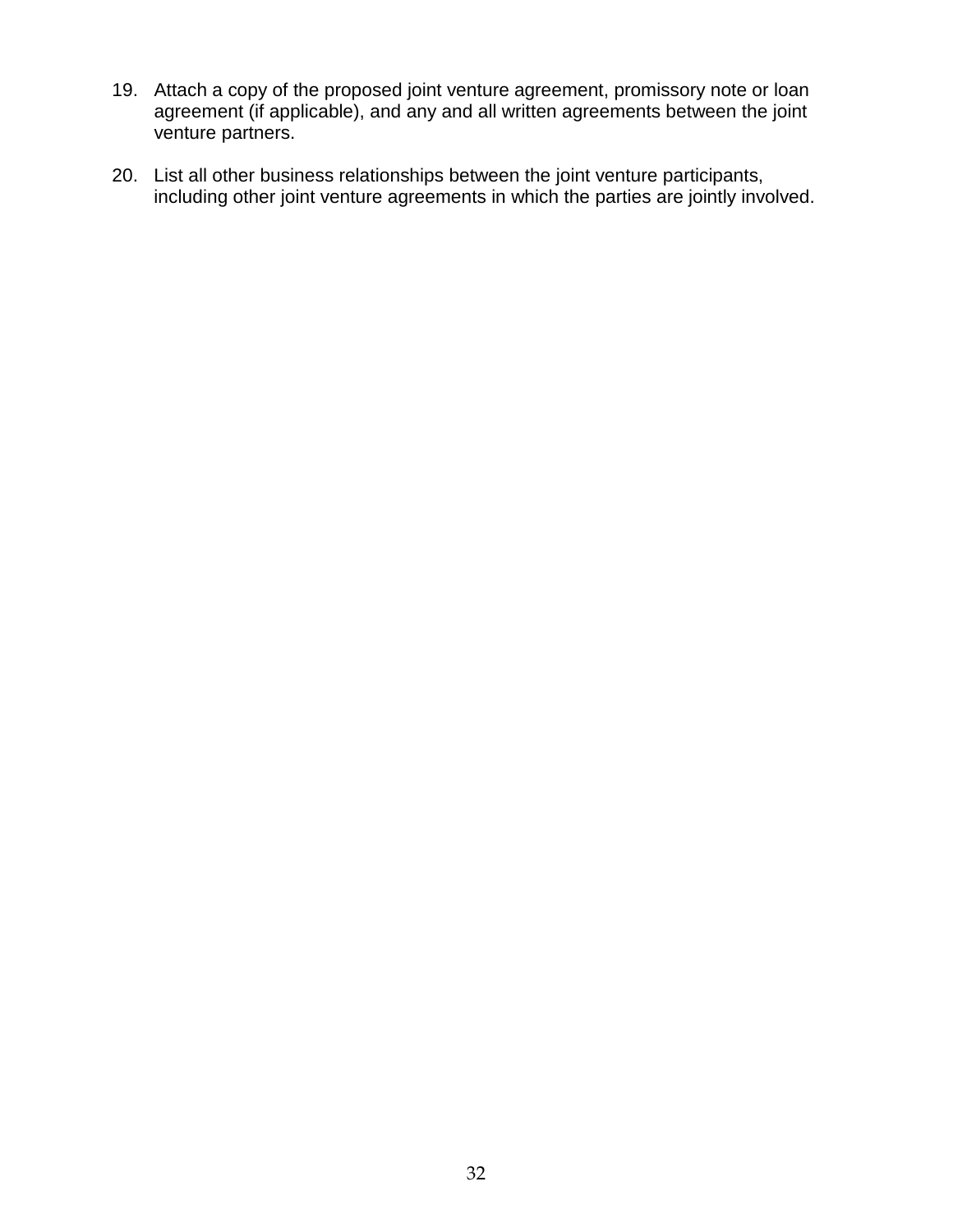19. Attach a copy of the proposed joint venture agreement, promissory note or loan agreement (if applicable), and any and all written agreements between the joint venture partners.

20. List all other business relationships between the joint venture participants, including other joint venture agreements in which the parties are jointly involved.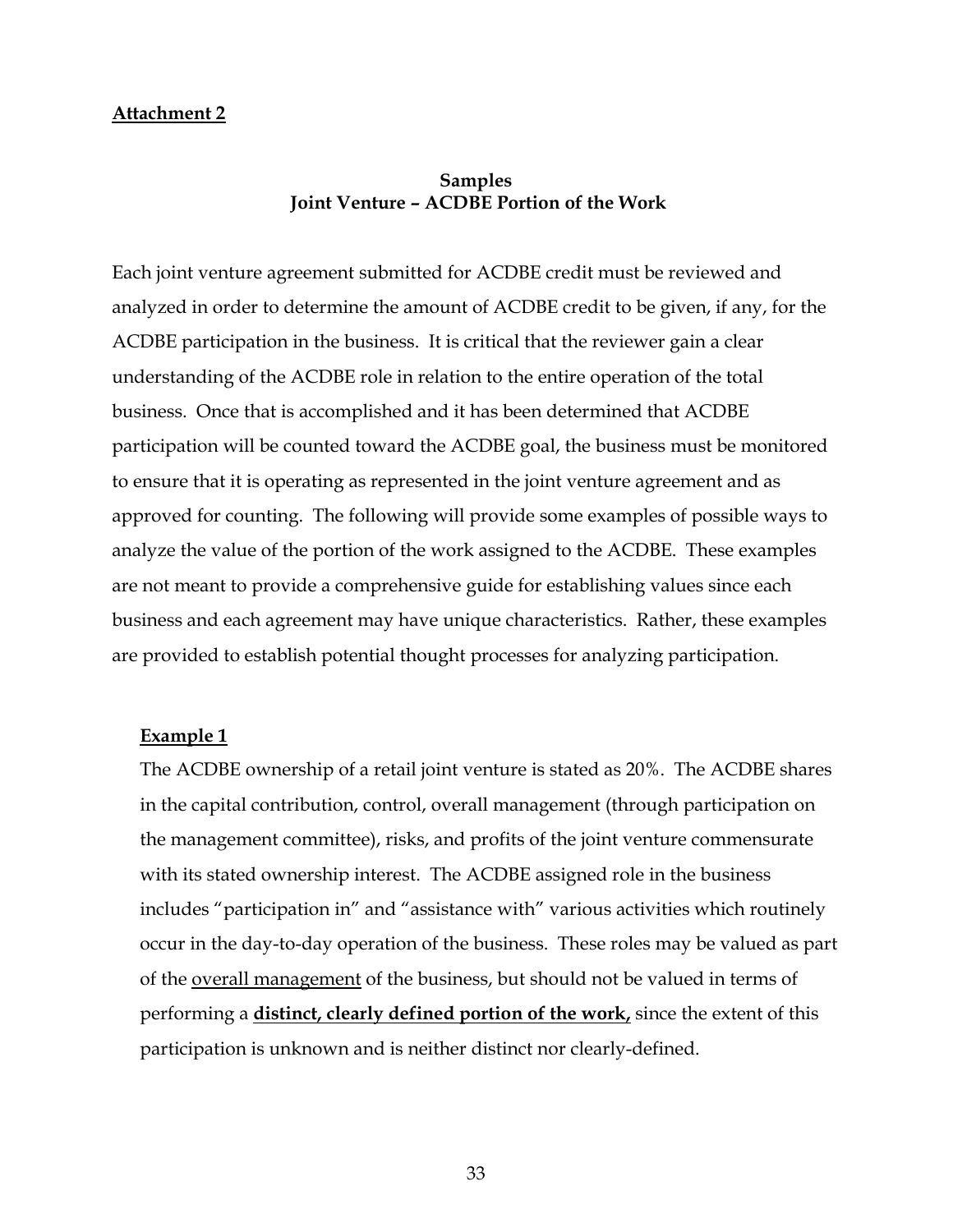**Attachment 2**

## Samples
## Joint Venture – ACDBE Portion of the Work

Each joint venture agreement submitted for ACDBE credit must be reviewed and analyzed in order to determine the amount of ACDBE credit to be given, if any, for the ACDBE participation in the business. It is critical that the reviewer gain a clear understanding of the ACDBE role in relation to the entire operation of the total business. Once that is accomplished and it has been determined that ACDBE participation will be counted toward the ACDBE goal, the business must be monitored to ensure that it is operating as represented in the joint venture agreement and as approved for counting. The following will provide some examples of possible ways to analyze the value of the portion of the work assigned to the ACDBE. These examples are not meant to provide a comprehensive guide for establishing values since each business and each agreement may have unique characteristics. Rather, these examples are provided to establish potential thought processes for analyzing participation.

**Example 1**

The ACDBE ownership of a retail joint venture is stated as 20%. The ACDBE shares in the capital contribution, control, overall management (through participation on the management committee), risks, and profits of the joint venture commensurate with its stated ownership interest. The ACDBE assigned role in the business includes "participation in" and "assistance with" various activities which routinely occur in the day-to-day operation of the business. These roles may be valued as part of the overall management of the business, but should not be valued in terms of performing a **distinct, clearly defined portion of the work,** since the extent of this participation is unknown and is neither distinct nor clearly-defined.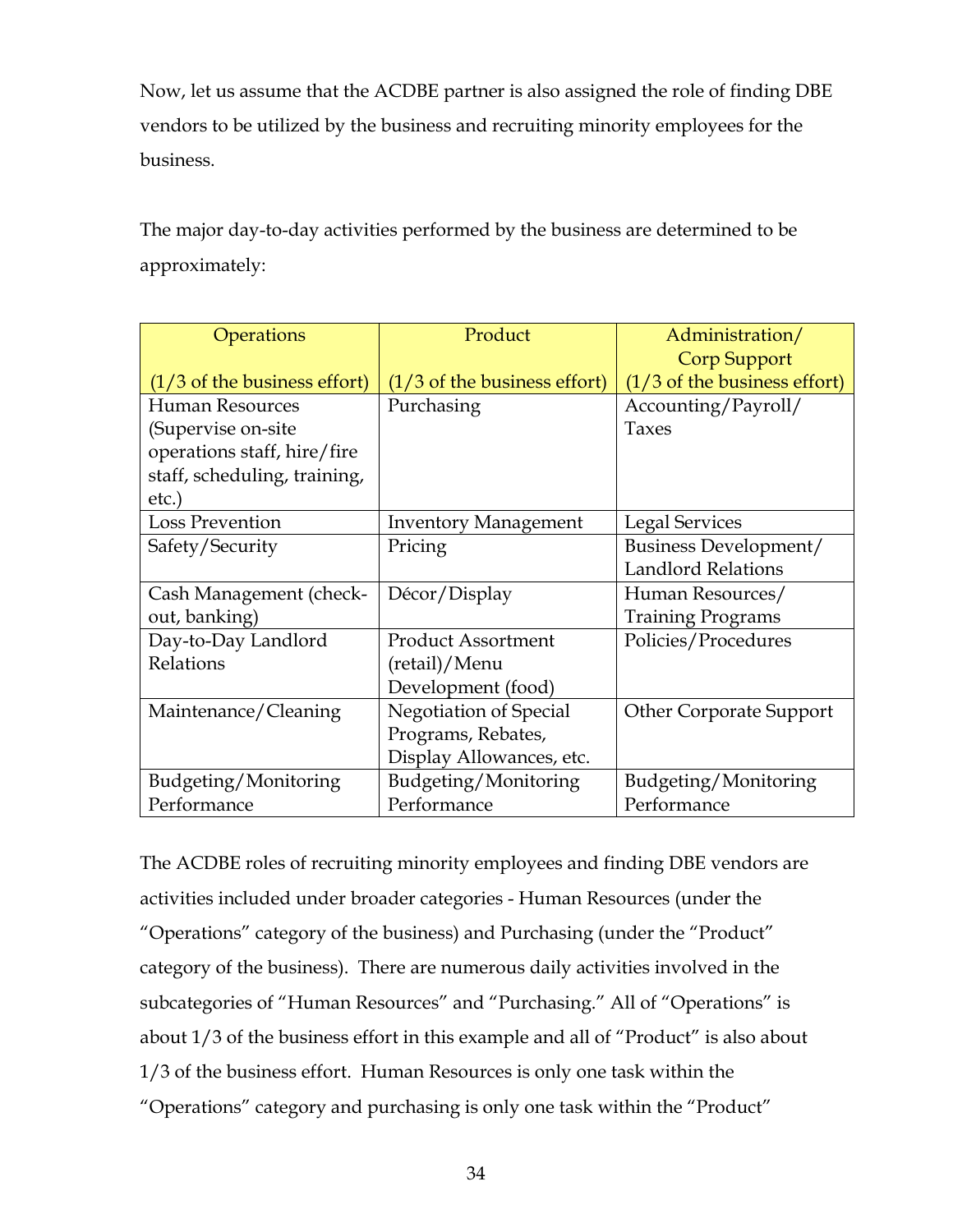Now, let us assume that the ACDBE partner is also assigned the role of finding DBE vendors to be utilized by the business and recruiting minority employees for the business.

The major day-to-day activities performed by the business are determined to be approximately:

| Operations (1/3 of the business effort) | Product (1/3 of the business effort) | Administration/ Corp Support (1/3 of the business effort) |
|---|---|---|
| Human Resources (Supervise on-site operations staff, hire/fire staff, scheduling, training, etc.) | Purchasing | Accounting/Payroll/ Taxes |
| Loss Prevention | Inventory Management | Legal Services |
| Safety/Security | Pricing | Business Development/ Landlord Relations |
| Cash Management (check-out, banking) | Décor/Display | Human Resources/ Training Programs |
| Day-to-Day Landlord Relations | Product Assortment (retail)/Menu Development (food) | Policies/Procedures |
| Maintenance/Cleaning | Negotiation of Special Programs, Rebates, Display Allowances, etc. | Other Corporate Support |
| Budgeting/Monitoring Performance | Budgeting/Monitoring Performance | Budgeting/Monitoring Performance |

The ACDBE roles of recruiting minority employees and finding DBE vendors are activities included under broader categories - Human Resources (under the "Operations" category of the business) and Purchasing (under the "Product" category of the business). There are numerous daily activities involved in the subcategories of "Human Resources" and "Purchasing." All of "Operations" is about 1/3 of the business effort in this example and all of "Product" is also about 1/3 of the business effort. Human Resources is only one task within the "Operations" category and purchasing is only one task within the "Product"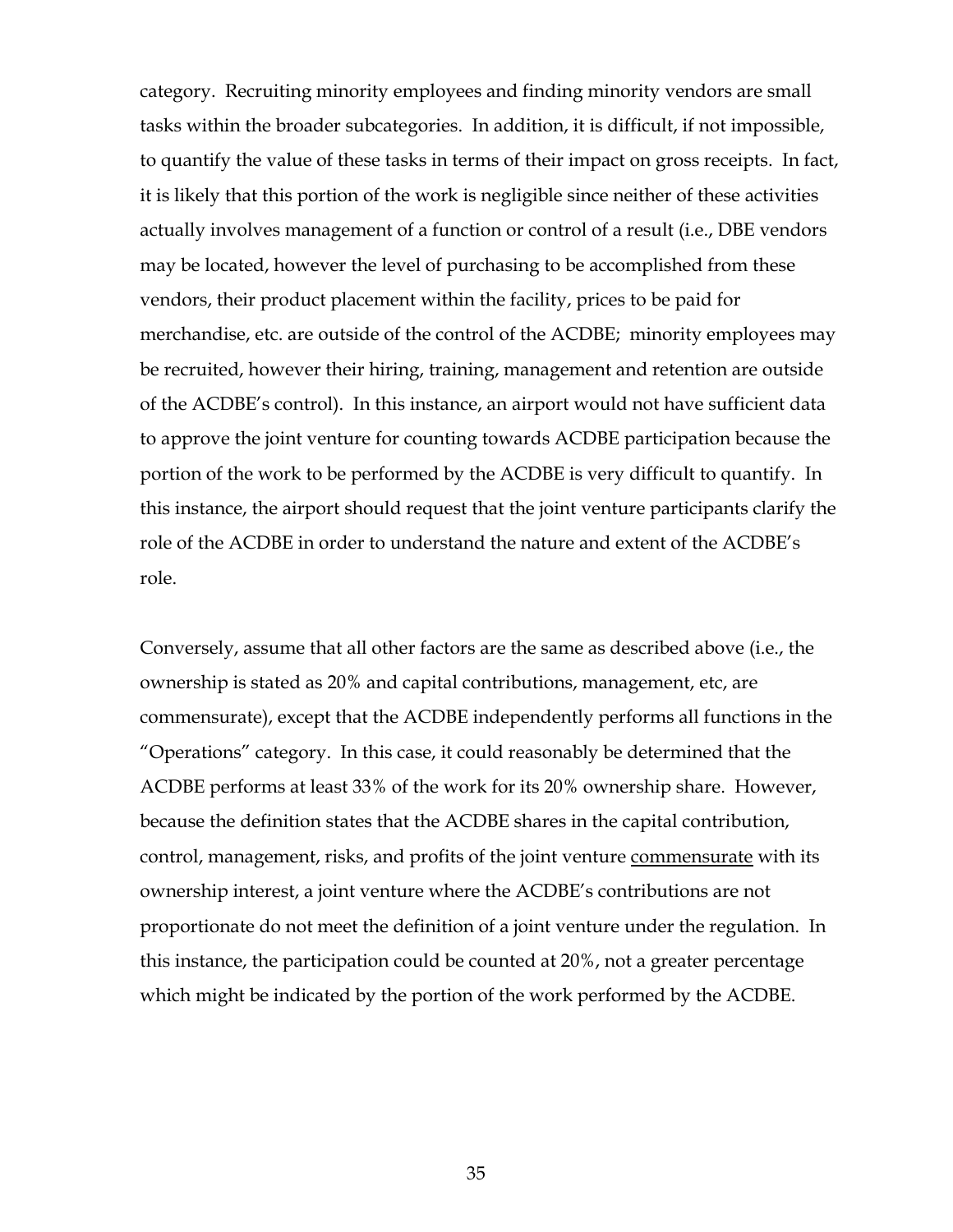category. Recruiting minority employees and finding minority vendors are small tasks within the broader subcategories. In addition, it is difficult, if not impossible, to quantify the value of these tasks in terms of their impact on gross receipts. In fact, it is likely that this portion of the work is negligible since neither of these activities actually involves management of a function or control of a result (i.e., DBE vendors may be located, however the level of purchasing to be accomplished from these vendors, their product placement within the facility, prices to be paid for merchandise, etc. are outside of the control of the ACDBE; minority employees may be recruited, however their hiring, training, management and retention are outside of the ACDBE's control). In this instance, an airport would not have sufficient data to approve the joint venture for counting towards ACDBE participation because the portion of the work to be performed by the ACDBE is very difficult to quantify. In this instance, the airport should request that the joint venture participants clarify the role of the ACDBE in order to understand the nature and extent of the ACDBE's role.

Conversely, assume that all other factors are the same as described above (i.e., the ownership is stated as 20% and capital contributions, management, etc, are commensurate), except that the ACDBE independently performs all functions in the "Operations" category. In this case, it could reasonably be determined that the ACDBE performs at least 33% of the work for its 20% ownership share. However, because the definition states that the ACDBE shares in the capital contribution, control, management, risks, and profits of the joint venture <u>commensurate</u> with its ownership interest, a joint venture where the ACDBE's contributions are not proportionate do not meet the definition of a joint venture under the regulation. In this instance, the participation could be counted at 20%, not a greater percentage which might be indicated by the portion of the work performed by the ACDBE.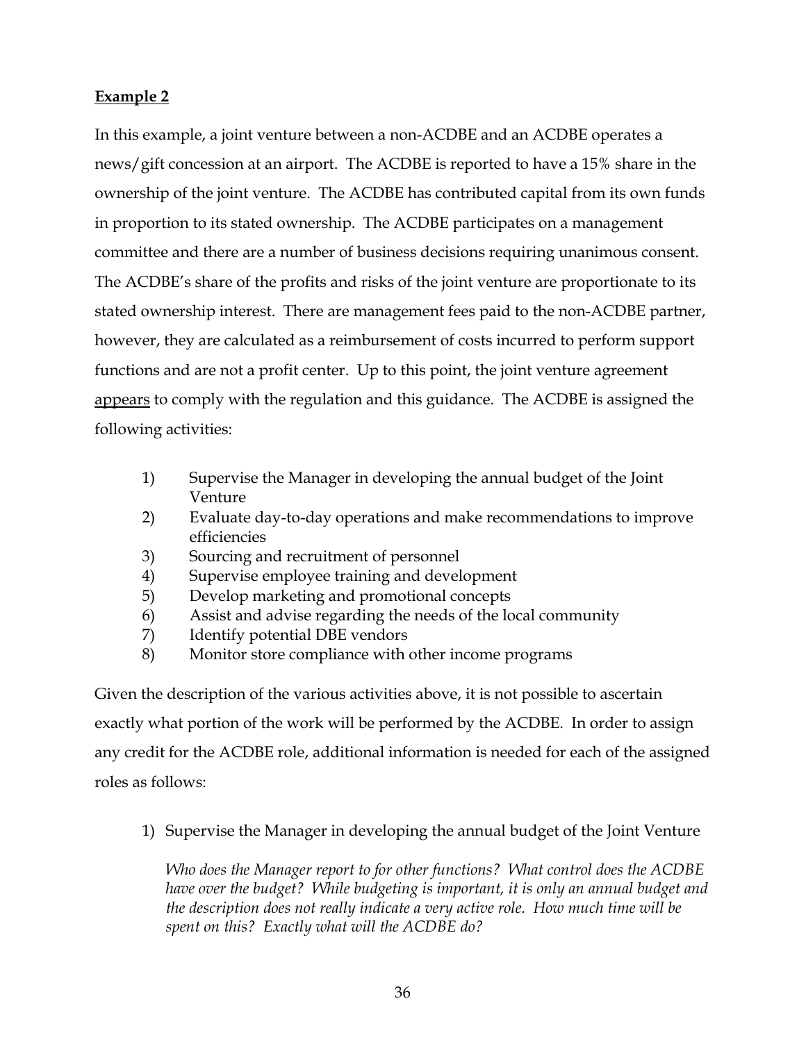**<u>Example 2</u>**

In this example, a joint venture between a non-ACDBE and an ACDBE operates a news/gift concession at an airport. The ACDBE is reported to have a 15% share in the ownership of the joint venture. The ACDBE has contributed capital from its own funds in proportion to its stated ownership. The ACDBE participates on a management committee and there are a number of business decisions requiring unanimous consent. The ACDBE's share of the profits and risks of the joint venture are proportionate to its stated ownership interest. There are management fees paid to the non-ACDBE partner, however, they are calculated as a reimbursement of costs incurred to perform support functions and are not a profit center. Up to this point, the joint venture agreement <u>appears</u> to comply with the regulation and this guidance. The ACDBE is assigned the following activities:

1) Supervise the Manager in developing the annual budget of the Joint Venture
2) Evaluate day-to-day operations and make recommendations to improve efficiencies
3) Sourcing and recruitment of personnel
4) Supervise employee training and development
5) Develop marketing and promotional concepts
6) Assist and advise regarding the needs of the local community
7) Identify potential DBE vendors
8) Monitor store compliance with other income programs

Given the description of the various activities above, it is not possible to ascertain exactly what portion of the work will be performed by the ACDBE. In order to assign any credit for the ACDBE role, additional information is needed for each of the assigned roles as follows:

1) Supervise the Manager in developing the annual budget of the Joint Venture

   *Who does the Manager report to for other functions? What control does the ACDBE have over the budget? While budgeting is important, it is only an annual budget and the description does not really indicate a very active role. How much time will be spent on this? Exactly what will the ACDBE do?*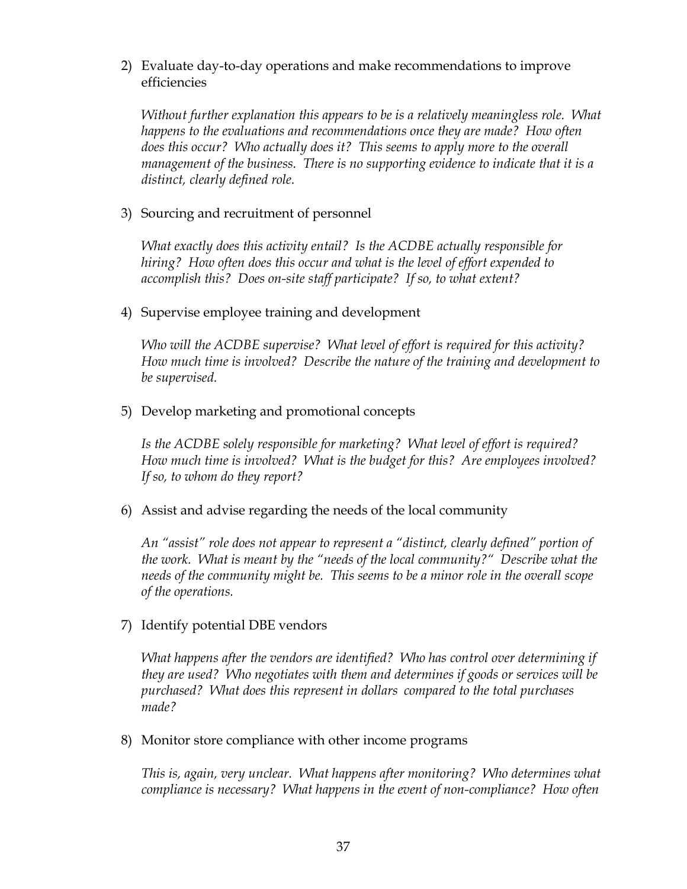2) Evaluate day-to-day operations and make recommendations to improve efficiencies

   *Without further explanation this appears to be is a relatively meaningless role. What happens to the evaluations and recommendations once they are made? How often does this occur? Who actually does it? This seems to apply more to the overall management of the business. There is no supporting evidence to indicate that it is a distinct, clearly defined role.*

3) Sourcing and recruitment of personnel

   *What exactly does this activity entail? Is the ACDBE actually responsible for hiring? How often does this occur and what is the level of effort expended to accomplish this? Does on-site staff participate? If so, to what extent?*

4) Supervise employee training and development

   *Who will the ACDBE supervise? What level of effort is required for this activity? How much time is involved? Describe the nature of the training and development to be supervised.*

5) Develop marketing and promotional concepts

   *Is the ACDBE solely responsible for marketing? What level of effort is required? How much time is involved? What is the budget for this? Are employees involved? If so, to whom do they report?*

6) Assist and advise regarding the needs of the local community

   *An "assist" role does not appear to represent a "distinct, clearly defined" portion of the work. What is meant by the "needs of the local community?" Describe what the needs of the community might be. This seems to be a minor role in the overall scope of the operations.*

7) Identify potential DBE vendors

   *What happens after the vendors are identified? Who has control over determining if they are used? Who negotiates with them and determines if goods or services will be purchased? What does this represent in dollars compared to the total purchases made?*

8) Monitor store compliance with other income programs

   *This is, again, very unclear. What happens after monitoring? Who determines what compliance is necessary? What happens in the event of non-compliance? How often*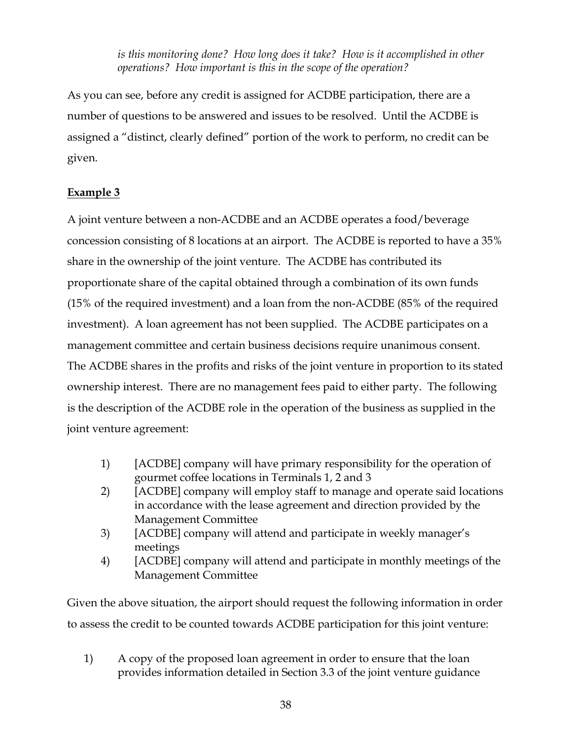*is this monitoring done? How long does it take? How is it accomplished in other operations? How important is this in the scope of the operation?*

As you can see, before any credit is assigned for ACDBE participation, there are a number of questions to be answered and issues to be resolved. Until the ACDBE is assigned a "distinct, clearly defined" portion of the work to perform, no credit can be given.

**Example 3**

A joint venture between a non-ACDBE and an ACDBE operates a food/beverage concession consisting of 8 locations at an airport. The ACDBE is reported to have a 35% share in the ownership of the joint venture. The ACDBE has contributed its proportionate share of the capital obtained through a combination of its own funds (15% of the required investment) and a loan from the non-ACDBE (85% of the required investment). A loan agreement has not been supplied. The ACDBE participates on a management committee and certain business decisions require unanimous consent. The ACDBE shares in the profits and risks of the joint venture in proportion to its stated ownership interest. There are no management fees paid to either party. The following is the description of the ACDBE role in the operation of the business as supplied in the joint venture agreement:

1) [ACDBE] company will have primary responsibility for the operation of gourmet coffee locations in Terminals 1, 2 and 3
2) [ACDBE] company will employ staff to manage and operate said locations in accordance with the lease agreement and direction provided by the Management Committee
3) [ACDBE] company will attend and participate in weekly manager's meetings
4) [ACDBE] company will attend and participate in monthly meetings of the Management Committee

Given the above situation, the airport should request the following information in order to assess the credit to be counted towards ACDBE participation for this joint venture:

1) A copy of the proposed loan agreement in order to ensure that the loan provides information detailed in Section 3.3 of the joint venture guidance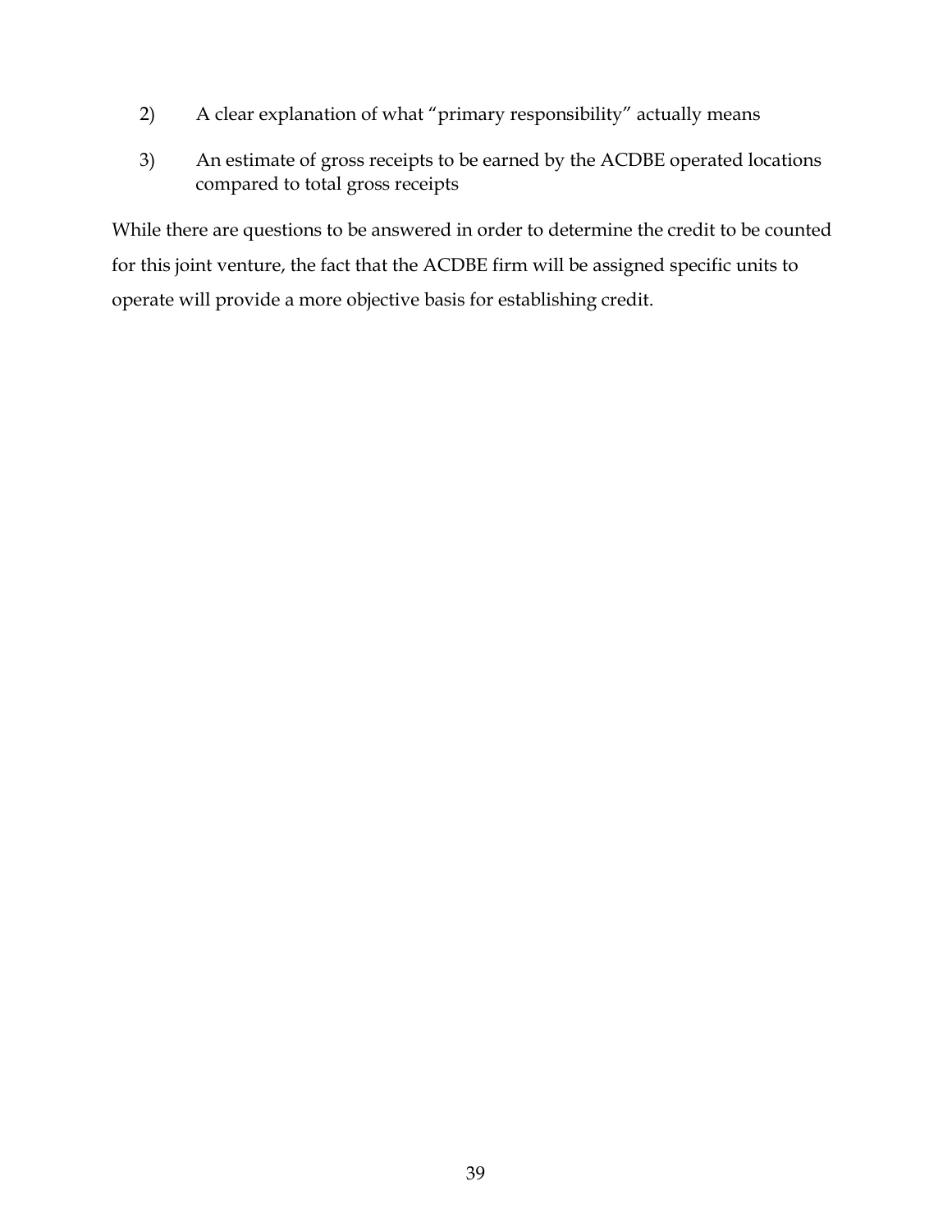2) A clear explanation of what "primary responsibility" actually means

3) An estimate of gross receipts to be earned by the ACDBE operated locations compared to total gross receipts

While there are questions to be answered in order to determine the credit to be counted for this joint venture, the fact that the ACDBE firm will be assigned specific units to operate will provide a more objective basis for establishing credit.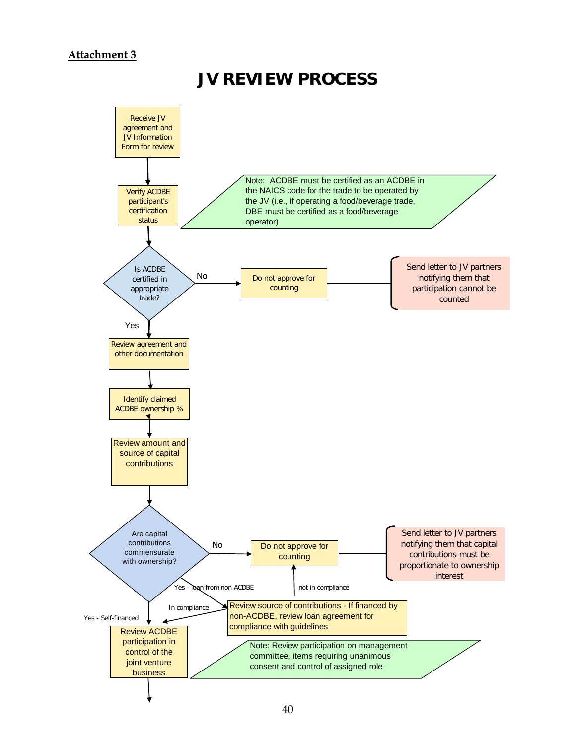Attachment 3

# JV REVIEW PROCESS

Receive JV agreement and JV Information Form for review

↓

Verify ACDBE participant's certification status

Note: ACDBE must be certified as an ACDBE in the NAICS code for the trade to be operated by the JV (i.e., if operating a food/beverage trade, DBE must be certified as a food/beverage operator)

↓

Is ACDBE certified in appropriate trade?

- No → Do not approve for counting → Send letter to JV partners notifying them that participation cannot be counted
- Yes ↓

Review agreement and other documentation

↓

Identify claimed ACDBE ownership %

↓

Review amount and source of capital contributions

↓

Are capital contributions commensurate with ownership?

- No → Do not approve for counting → Send letter to JV partners notifying them that capital contributions must be proportionate to ownership interest
- Yes - loan from non-ACDBE → Review source of contributions - If financed by non-ACDBE, review loan agreement for compliance with guidelines
  - not in compliance → Do not approve for counting
  - In compliance → Review ACDBE participation in control of the joint venture business
- Yes - Self-financed ↓

Review ACDBE participation in control of the joint venture business

Note: Review participation on management committee, items requiring unanimous consent and control of assigned role

↓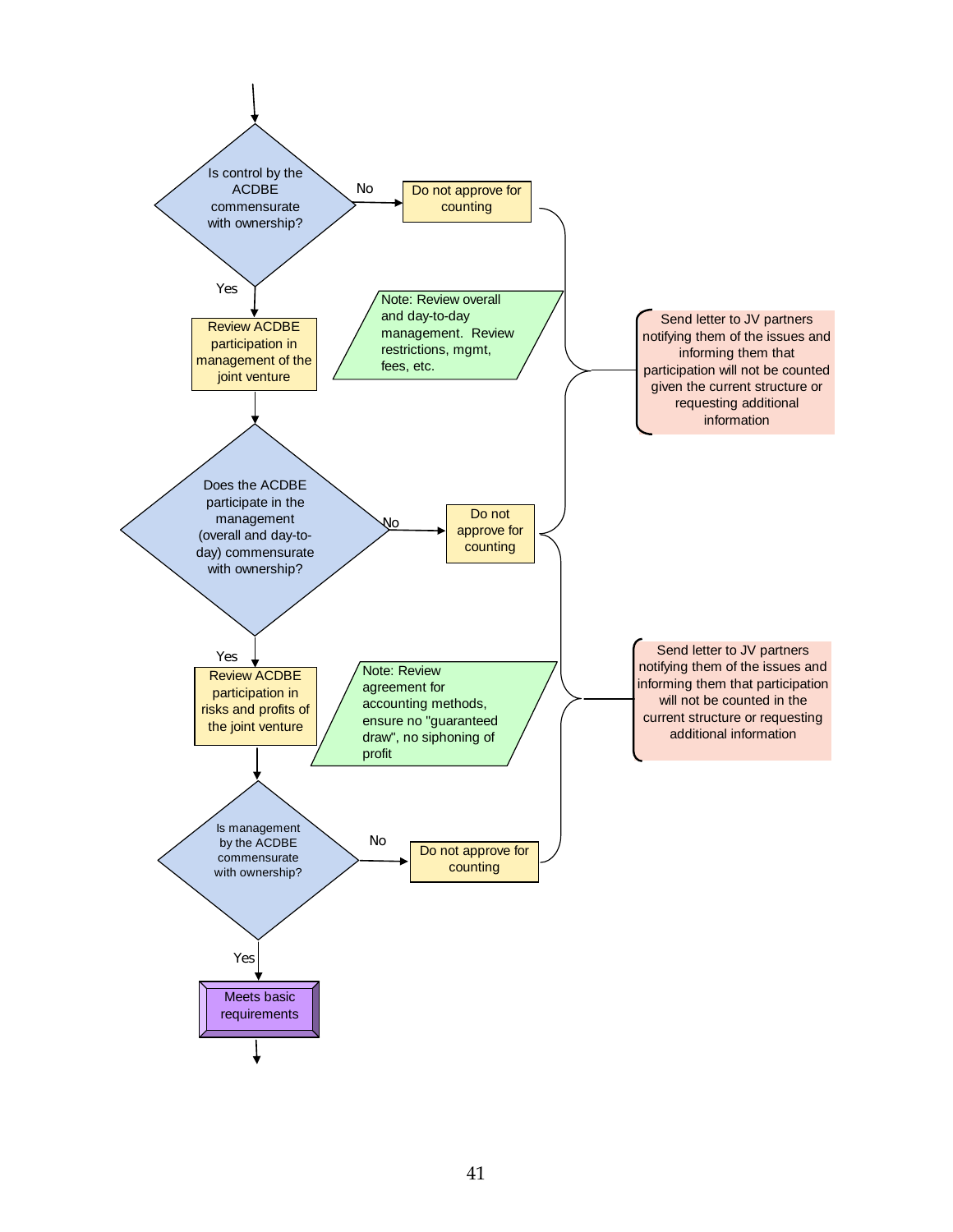Is control by the ACDBE commensurate with ownership?

No → Do not approve for counting

Yes → Review ACDBE participation in management of the joint venture

Note: Review overall and day-to-day management. Review restrictions, mgmt, fees, etc.

Send letter to JV partners notifying them of the issues and informing them that participation will not be counted given the current structure or requesting additional information

Does the ACDBE participate in the management (overall and day-to-day) commensurate with ownership?

No → Do not approve for counting

Yes → Review ACDBE participation in risks and profits of the joint venture

Note: Review agreement for accounting methods, ensure no "guaranteed draw", no siphoning of profit

Send letter to JV partners notifying them of the issues and informing them that participation will not be counted in the current structure or requesting additional information

Is management by the ACDBE commensurate with ownership?

No → Do not approve for counting

Yes → Meets basic requirements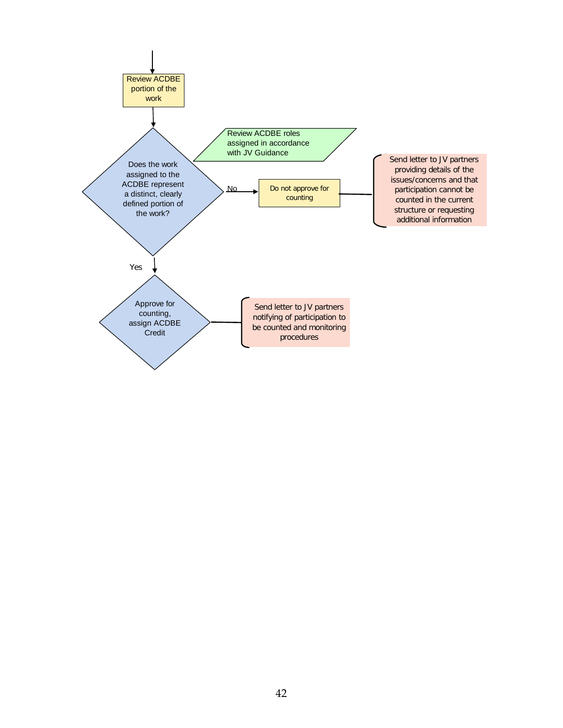Review ACDBE portion of the work

Review ACDBE roles assigned in accordance with JV Guidance

Does the work assigned to the ACDBE represent a distinct, clearly defined portion of the work?

No

Do not approve for counting

Send letter to JV partners providing details of the issues/concerns and that participation cannot be counted in the current structure or requesting additional information

Yes

Approve for counting, assign ACDBE Credit

Send letter to JV partners notifying of participation to be counted and monitoring procedures